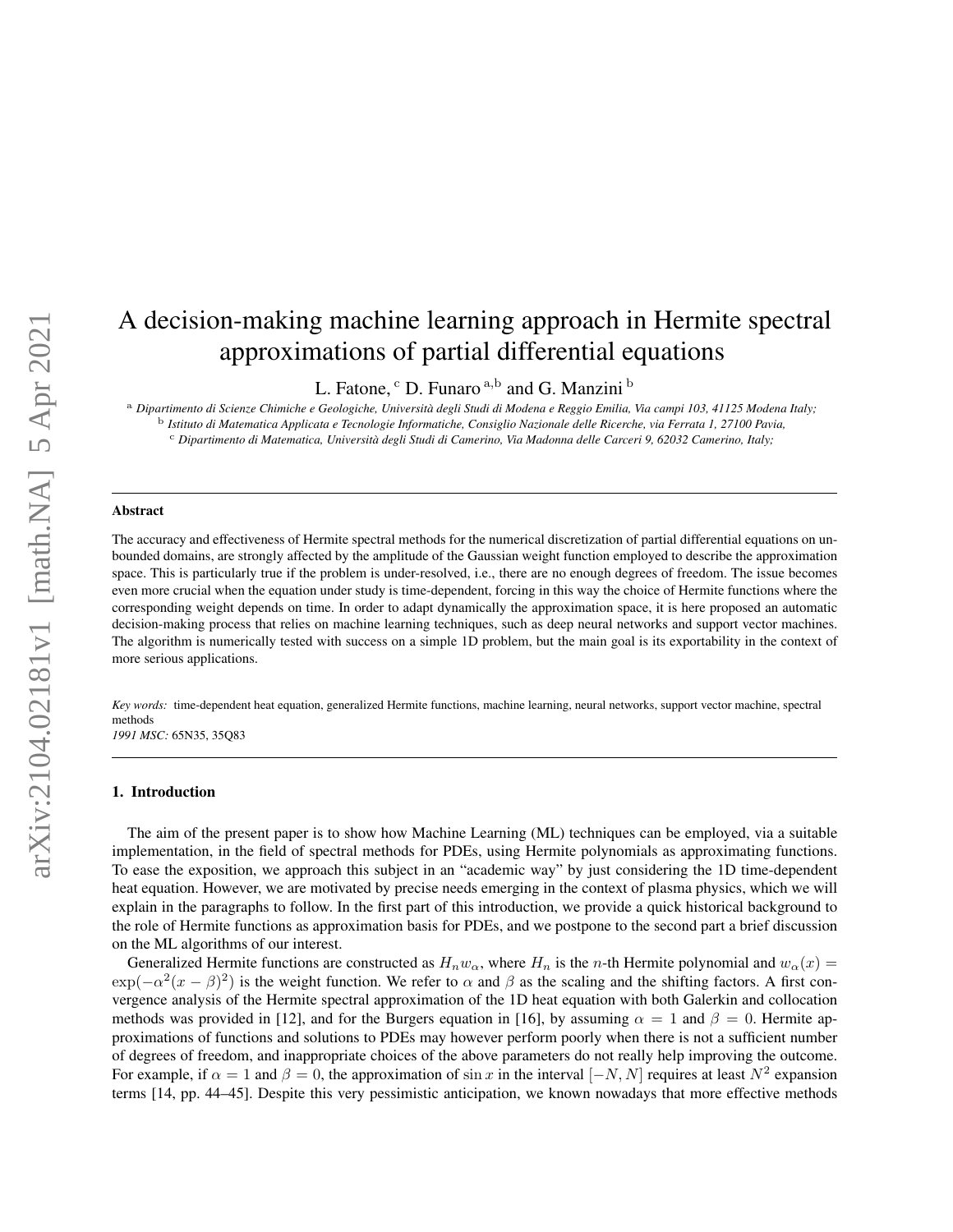# A decision-making machine learning approach in Hermite spectral approximations of partial differential equations

L. Fatone, [c] D. Funaro [a,b] and G. Manzini [b]

[a] *Dipartimento di Scienze Chimiche e Geologiche, Università degli Studi di Modena e Reggio Emilia, Via campi 103, 41125 Modena Italy;*
[b] *Istituto di Matematica Applicata e Tecnologie Informatiche, Consiglio Nazionale delle Ricerche, via Ferrata 1, 27100 Pavia,*
[c] *Dipartimento di Matematica, Università degli Studi di Camerino, Via Madonna delle Carceri 9, 62032 Camerino, Italy;*

---

**Abstract**

The accuracy and effectiveness of Hermite spectral methods for the numerical discretization of partial differential equations on unbounded domains, are strongly affected by the amplitude of the Gaussian weight function employed to describe the approximation space. This is particularly true if the problem is under-resolved, i.e., there are no enough degrees of freedom. The issue becomes even more crucial when the equation under study is time-dependent, forcing in this way the choice of Hermite functions where the corresponding weight depends on time. In order to adapt dynamically the approximation space, it is here proposed an automatic decision-making process that relies on machine learning techniques, such as deep neural networks and support vector machines. The algorithm is numerically tested with success on a simple 1D problem, but the main goal is its exportability in the context of more serious applications.

*Key words:* time-dependent heat equation, generalized Hermite functions, machine learning, neural networks, support vector machine, spectral methods
*1991 MSC:* 65N35, 35Q83

---

## 1. Introduction

The aim of the present paper is to show how Machine Learning (ML) techniques can be employed, via a suitable implementation, in the field of spectral methods for PDEs, using Hermite polynomials as approximating functions. To ease the exposition, we approach this subject in an "academic way" by just considering the 1D time-dependent heat equation. However, we are motivated by precise needs emerging in the context of plasma physics, which we will explain in the paragraphs to follow. In the first part of this introduction, we provide a quick historical background to the role of Hermite functions as approximation basis for PDEs, and we postpone to the second part a brief discussion on the ML algorithms of our interest.

Generalized Hermite functions are constructed as $H_n w_\alpha$, where $H_n$ is the $n$-th Hermite polynomial and $w_\alpha(x) = \exp(-\alpha^2(x-\beta)^2)$ is the weight function. We refer to $\alpha$ and $\beta$ as the scaling and the shifting factors. A first convergence analysis of the Hermite spectral approximation of the 1D heat equation with both Galerkin and collocation methods was provided in [12], and for the Burgers equation in [16], by assuming $\alpha = 1$ and $\beta = 0$. Hermite approximations of functions and solutions to PDEs may however perform poorly when there is not a sufficient number of degrees of freedom, and inappropriate choices of the above parameters do not really help improving the outcome. For example, if $\alpha = 1$ and $\beta = 0$, the approximation of $\sin x$ in the interval $[-N, N]$ requires at least $N^2$ expansion terms [14, pp. 44–45]. Despite this very pessimistic anticipation, we known nowadays that more effective methods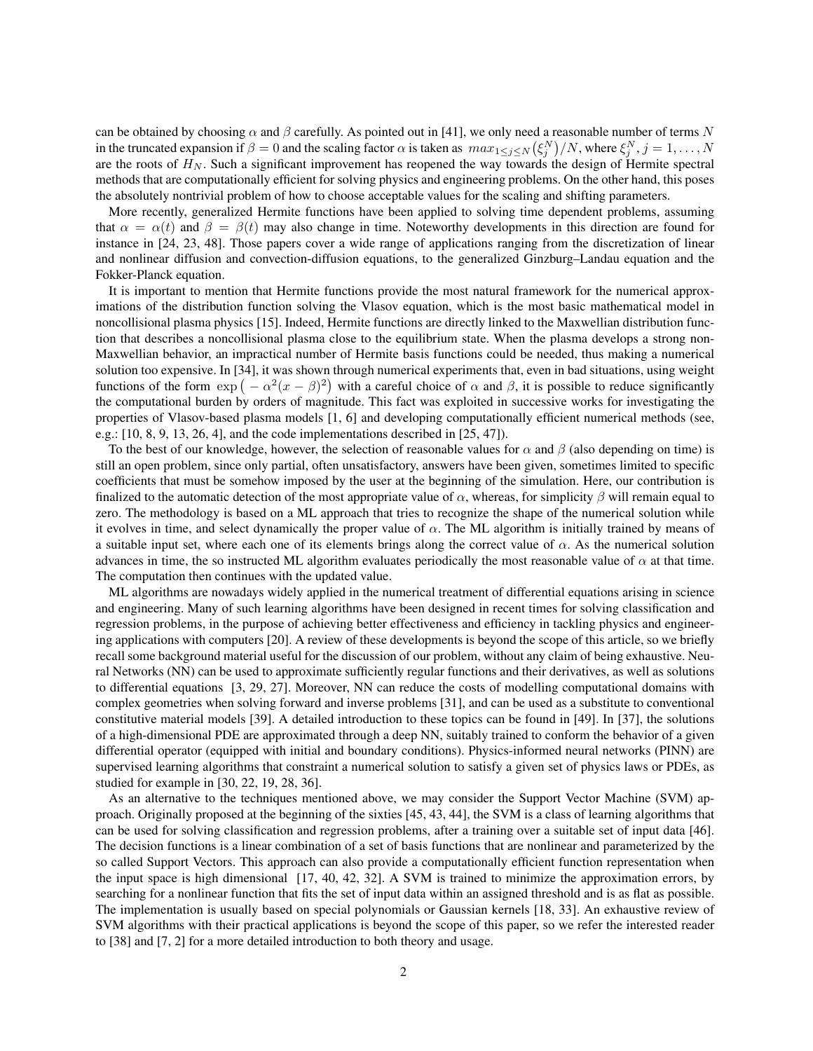can be obtained by choosing $\alpha$ and $\beta$ carefully. As pointed out in [41], we only need a reasonable number of terms $N$ in the truncated expansion if $\beta = 0$ and the scaling factor $\alpha$ is taken as $max_{1\leq j\leq N}\big(\xi_j^N\big)/N$, where $\xi_j^N, j = 1, \dots, N$ are the roots of $H_N$. Such a significant improvement has reopened the way towards the design of Hermite spectral methods that are computationally efficient for solving physics and engineering problems. On the other hand, this poses the absolutely nontrivial problem of how to choose acceptable values for the scaling and shifting parameters.

More recently, generalized Hermite functions have been applied to solving time dependent problems, assuming that $\alpha = \alpha(t)$ and $\beta = \beta(t)$ may also change in time. Noteworthy developments in this direction are found for instance in [24, 23, 48]. Those papers cover a wide range of applications ranging from the discretization of linear and nonlinear diffusion and convection-diffusion equations, to the generalized Ginzburg–Landau equation and the Fokker-Planck equation.

It is important to mention that Hermite functions provide the most natural framework for the numerical approximations of the distribution function solving the Vlasov equation, which is the most basic mathematical model in noncollisional plasma physics [15]. Indeed, Hermite functions are directly linked to the Maxwellian distribution function that describes a noncollisional plasma close to the equilibrium state. When the plasma develops a strong non-Maxwellian behavior, an impractical number of Hermite basis functions could be needed, thus making a numerical solution too expensive. In [34], it was shown through numerical experiments that, even in bad situations, using weight functions of the form $\exp\big(-\alpha^2(x-\beta)^2\big)$ with a careful choice of $\alpha$ and $\beta$, it is possible to reduce significantly the computational burden by orders of magnitude. This fact was exploited in successive works for investigating the properties of Vlasov-based plasma models [1, 6] and developing computationally efficient numerical methods (see, e.g.: [10, 8, 9, 13, 26, 4], and the code implementations described in [25, 47]).

To the best of our knowledge, however, the selection of reasonable values for $\alpha$ and $\beta$ (also depending on time) is still an open problem, since only partial, often unsatisfactory, answers have been given, sometimes limited to specific coefficients that must be somehow imposed by the user at the beginning of the simulation. Here, our contribution is finalized to the automatic detection of the most appropriate value of $\alpha$, whereas, for simplicity $\beta$ will remain equal to zero. The methodology is based on a ML approach that tries to recognize the shape of the numerical solution while it evolves in time, and select dynamically the proper value of $\alpha$. The ML algorithm is initially trained by means of a suitable input set, where each one of its elements brings along the correct value of $\alpha$. As the numerical solution advances in time, the so instructed ML algorithm evaluates periodically the most reasonable value of $\alpha$ at that time. The computation then continues with the updated value.

ML algorithms are nowadays widely applied in the numerical treatment of differential equations arising in science and engineering. Many of such learning algorithms have been designed in recent times for solving classification and regression problems, in the purpose of achieving better effectiveness and efficiency in tackling physics and engineering applications with computers [20]. A review of these developments is beyond the scope of this article, so we briefly recall some background material useful for the discussion of our problem, without any claim of being exhaustive. Neural Networks (NN) can be used to approximate sufficiently regular functions and their derivatives, as well as solutions to differential equations [3, 29, 27]. Moreover, NN can reduce the costs of modelling computational domains with complex geometries when solving forward and inverse problems [31], and can be used as a substitute to conventional constitutive material models [39]. A detailed introduction to these topics can be found in [49]. In [37], the solutions of a high-dimensional PDE are approximated through a deep NN, suitably trained to conform the behavior of a given differential operator (equipped with initial and boundary conditions). Physics-informed neural networks (PINN) are supervised learning algorithms that constraint a numerical solution to satisfy a given set of physics laws or PDEs, as studied for example in [30, 22, 19, 28, 36].

As an alternative to the techniques mentioned above, we may consider the Support Vector Machine (SVM) approach. Originally proposed at the beginning of the sixties [45, 43, 44], the SVM is a class of learning algorithms that can be used for solving classification and regression problems, after a training over a suitable set of input data [46]. The decision functions is a linear combination of a set of basis functions that are nonlinear and parameterized by the so called Support Vectors. This approach can also provide a computationally efficient function representation when the input space is high dimensional [17, 40, 42, 32]. A SVM is trained to minimize the approximation errors, by searching for a nonlinear function that fits the set of input data within an assigned threshold and is as flat as possible. The implementation is usually based on special polynomials or Gaussian kernels [18, 33]. An exhaustive review of SVM algorithms with their practical applications is beyond the scope of this paper, so we refer the interested reader to [38] and [7, 2] for a more detailed introduction to both theory and usage.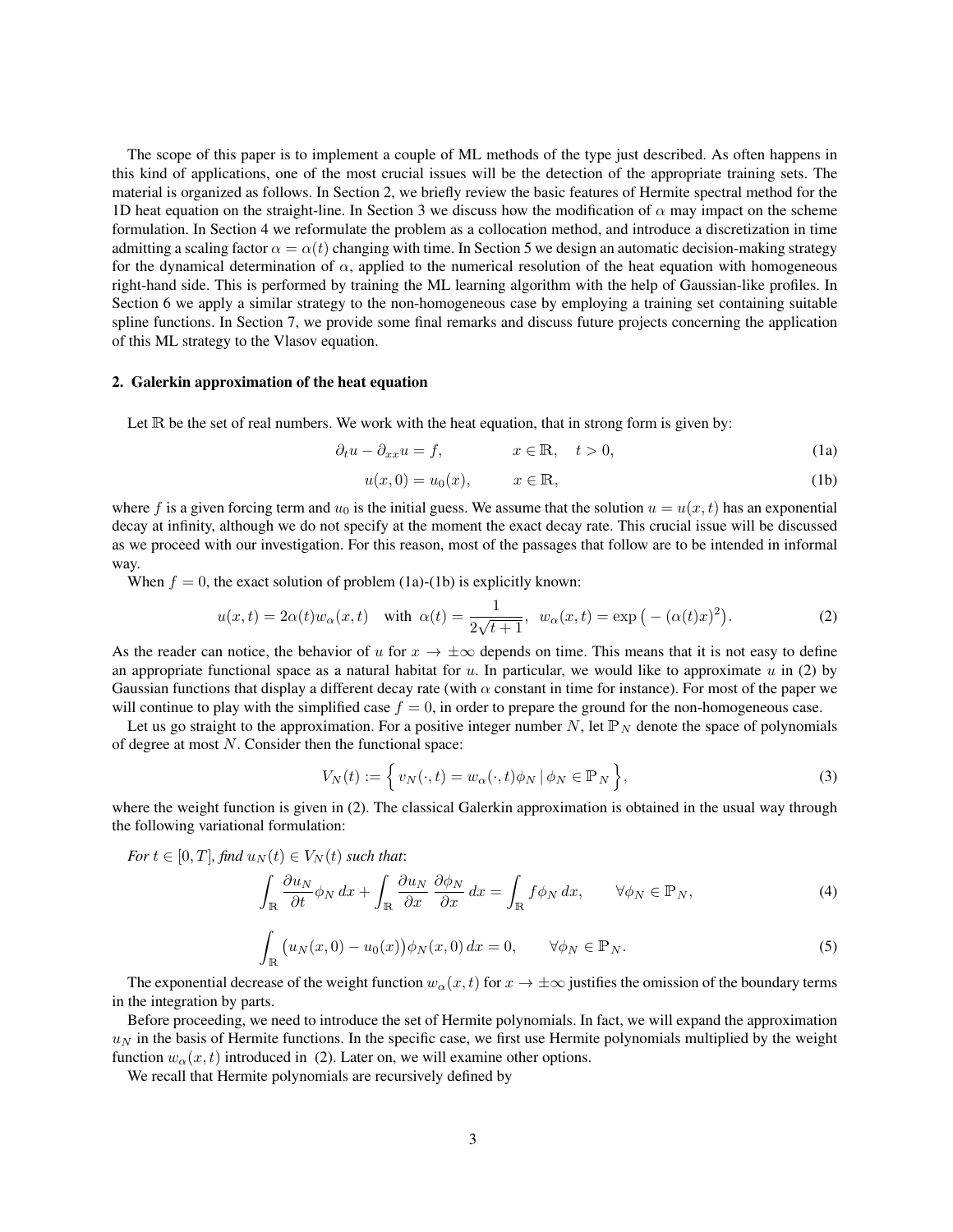The scope of this paper is to implement a couple of ML methods of the type just described. As often happens in this kind of applications, one of the most crucial issues will be the detection of the appropriate training sets. The material is organized as follows. In Section 2, we briefly review the basic features of Hermite spectral method for the 1D heat equation on the straight-line. In Section 3 we discuss how the modification of $\alpha$ may impact on the scheme formulation. In Section 4 we reformulate the problem as a collocation method, and introduce a discretization in time admitting a scaling factor $\alpha = \alpha(t)$ changing with time. In Section 5 we design an automatic decision-making strategy for the dynamical determination of $\alpha$, applied to the numerical resolution of the heat equation with homogeneous right-hand side. This is performed by training the ML learning algorithm with the help of Gaussian-like profiles. In Section 6 we apply a similar strategy to the non-homogeneous case by employing a training set containing suitable spline functions. In Section 7, we provide some final remarks and discuss future projects concerning the application of this ML strategy to the Vlasov equation.

## 2. Galerkin approximation of the heat equation

Let $\mathbb{R}$ be the set of real numbers. We work with the heat equation, that in strong form is given by:

$$\partial_t u - \partial_{xx} u = f, \qquad x \in \mathbb{R}, \quad t > 0, \tag{1a}$$

$$u(x, 0) = u_0(x), \qquad x \in \mathbb{R}, \tag{1b}$$

where $f$ is a given forcing term and $u_0$ is the initial guess. We assume that the solution $u = u(x,t)$ has an exponential decay at infinity, although we do not specify at the moment the exact decay rate. This crucial issue will be discussed as we proceed with our investigation. For this reason, most of the passages that follow are to be intended in informal way.

When $f = 0$, the exact solution of problem (1a)-(1b) is explicitly known:

$$u(x,t) = 2\alpha(t) w_\alpha(x,t) \quad \text{with } \alpha(t) = \frac{1}{2\sqrt{t+1}}, \;\; w_\alpha(x,t) = \exp\big(-(\alpha(t)x)^2\big). \tag{2}$$

As the reader can notice, the behavior of $u$ for $x \to \pm\infty$ depends on time. This means that it is not easy to define an appropriate functional space as a natural habitat for $u$. In particular, we would like to approximate $u$ in (2) by Gaussian functions that display a different decay rate (with $\alpha$ constant in time for instance). For most of the paper we will continue to play with the simplified case $f = 0$, in order to prepare the ground for the non-homogeneous case.

Let us go straight to the approximation. For a positive integer number $N$, let $\mathbb{P}_N$ denote the space of polynomials of degree at most $N$. Consider then the functional space:

$$V_N(t) := \Big\{ v_N(\cdot, t) = w_\alpha(\cdot, t)\phi_N \mid \phi_N \in \mathbb{P}_N \Big\}, \tag{3}$$

where the weight function is given in (2). The classical Galerkin approximation is obtained in the usual way through the following variational formulation:

*For $t \in [0, T]$, find $u_N(t) \in V_N(t)$ such that*:

$$\int_{\mathbb{R}} \frac{\partial u_N}{\partial t} \phi_N \, dx + \int_{\mathbb{R}} \frac{\partial u_N}{\partial x} \frac{\partial \phi_N}{\partial x} \, dx = \int_{\mathbb{R}} f \phi_N \, dx, \qquad \forall \phi_N \in \mathbb{P}_N, \tag{4}$$

$$\int_{\mathbb{R}} \big(u_N(x,0) - u_0(x)\big)\phi_N(x,0) \, dx = 0, \qquad \forall \phi_N \in \mathbb{P}_N. \tag{5}$$

The exponential decrease of the weight function $w_\alpha(x,t)$ for $x \to \pm\infty$ justifies the omission of the boundary terms in the integration by parts.

Before proceeding, we need to introduce the set of Hermite polynomials. In fact, we will expand the approximation $u_N$ in the basis of Hermite functions. In the specific case, we first use Hermite polynomials multiplied by the weight function $w_\alpha(x,t)$ introduced in (2). Later on, we will examine other options.

We recall that Hermite polynomials are recursively defined by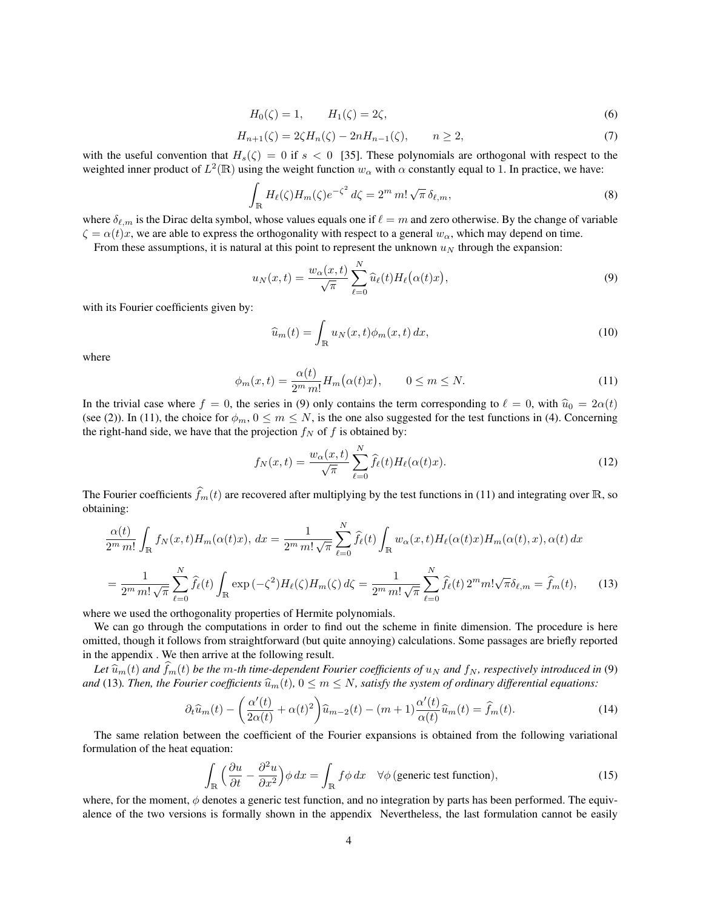$$H_0(\zeta) = 1, \qquad H_1(\zeta) = 2\zeta, \tag{6}$$

$$H_{n+1}(\zeta) = 2\zeta H_n(\zeta) - 2nH_{n-1}(\zeta), \qquad n \geq 2, \tag{7}$$

with the useful convention that $H_s(\zeta) = 0$ if $s < 0$ [35]. These polynomials are orthogonal with respect to the weighted inner product of $L^2(\mathbb{R})$ using the weight function $w_\alpha$ with $\alpha$ constantly equal to 1. In practice, we have:

$$\int_{\mathbb{R}} H_\ell(\zeta) H_m(\zeta) e^{-\zeta^2}\, d\zeta = 2^m\, m!\, \sqrt{\pi}\, \delta_{\ell,m}, \tag{8}$$

where $\delta_{\ell,m}$ is the Dirac delta symbol, whose values equals one if $\ell = m$ and zero otherwise. By the change of variable $\zeta = \alpha(t)x$, we are able to express the orthogonality with respect to a general $w_\alpha$, which may depend on time.

From these assumptions, it is natural at this point to represent the unknown $u_N$ through the expansion:

$$u_N(x,t) = \frac{w_\alpha(x,t)}{\sqrt{\pi}} \sum_{\ell=0}^{N} \widehat{u}_\ell(t) H_\ell\big(\alpha(t)x\big), \tag{9}$$

with its Fourier coefficients given by:

$$\widehat{u}_m(t) = \int_{\mathbb{R}} u_N(x,t)\phi_m(x,t)\, dx, \tag{10}$$

where

$$\phi_m(x,t) = \frac{\alpha(t)}{2^m\, m!} H_m\big(\alpha(t)x\big), \qquad 0 \leq m \leq N. \tag{11}$$

In the trivial case where $f = 0$, the series in (9) only contains the term corresponding to $\ell = 0$, with $\widehat{u}_0 = 2\alpha(t)$ (see (2)). In (11), the choice for $\phi_m$, $0 \leq m \leq N$, is the one also suggested for the test functions in (4). Concerning the right-hand side, we have that the projection $f_N$ of $f$ is obtained by:

$$f_N(x,t) = \frac{w_\alpha(x,t)}{\sqrt{\pi}} \sum_{\ell=0}^{N} \widehat{f}_\ell(t) H_\ell(\alpha(t)x). \tag{12}$$

The Fourier coefficients $\widehat{f}_m(t)$ are recovered after multiplying by the test functions in (11) and integrating over $\mathbb{R}$, so obtaining:

$$\frac{\alpha(t)}{2^m\, m!} \int_{\mathbb{R}} f_N(x,t) H_m(\alpha(t)x),\, dx = \frac{1}{2^m\, m!\, \sqrt{\pi}} \sum_{\ell=0}^{N} \widehat{f}_\ell(t) \int_{\mathbb{R}} w_\alpha(x,t) H_\ell(\alpha(t)x) H_m(\alpha(t),x), \alpha(t)\, dx$$

$$= \frac{1}{2^m\, m!\, \sqrt{\pi}} \sum_{\ell=0}^{N} \widehat{f}_\ell(t) \int_{\mathbb{R}} \exp\left(-\zeta^2\right) H_\ell(\zeta) H_m(\zeta)\, d\zeta = \frac{1}{2^m\, m!\, \sqrt{\pi}} \sum_{\ell=0}^{N} \widehat{f}_\ell(t)\, 2^m m! \sqrt{\pi} \delta_{\ell,m} = \widehat{f}_m(t), \tag{13}$$

where we used the orthogonality properties of Hermite polynomials.

We can go through the computations in order to find out the scheme in finite dimension. The procedure is here omitted, though it follows from straightforward (but quite annoying) calculations. Some passages are briefly reported in the appendix . We then arrive at the following result.

*Let $\widehat{u}_m(t)$ and $\widehat{f}_m(t)$ be the $m$-th time-dependent Fourier coefficients of $u_N$ and $f_N$, respectively introduced in* (9) *and* (13)*. Then, the Fourier coefficients $\widehat{u}_m(t)$, $0 \leq m \leq N$, satisfy the system of ordinary differential equations:*

$$\partial_t \widehat{u}_m(t) - \left(\frac{\alpha'(t)}{2\alpha(t)} + \alpha(t)^2\right) \widehat{u}_{m-2}(t) - (m+1)\frac{\alpha'(t)}{\alpha(t)} \widehat{u}_m(t) = \widehat{f}_m(t). \tag{14}$$

The same relation between the coefficient of the Fourier expansions is obtained from the following variational formulation of the heat equation:

$$\int_{\mathbb{R}} \Big(\frac{\partial u}{\partial t} - \frac{\partial^2 u}{\partial x^2}\Big) \phi\, dx = \int_{\mathbb{R}} f\phi\, dx \quad \forall \phi \text{ (generic test function)}, \tag{15}$$

where, for the moment, $\phi$ denotes a generic test function, and no integration by parts has been performed. The equivalence of the two versions is formally shown in the appendix Nevertheless, the last formulation cannot be easily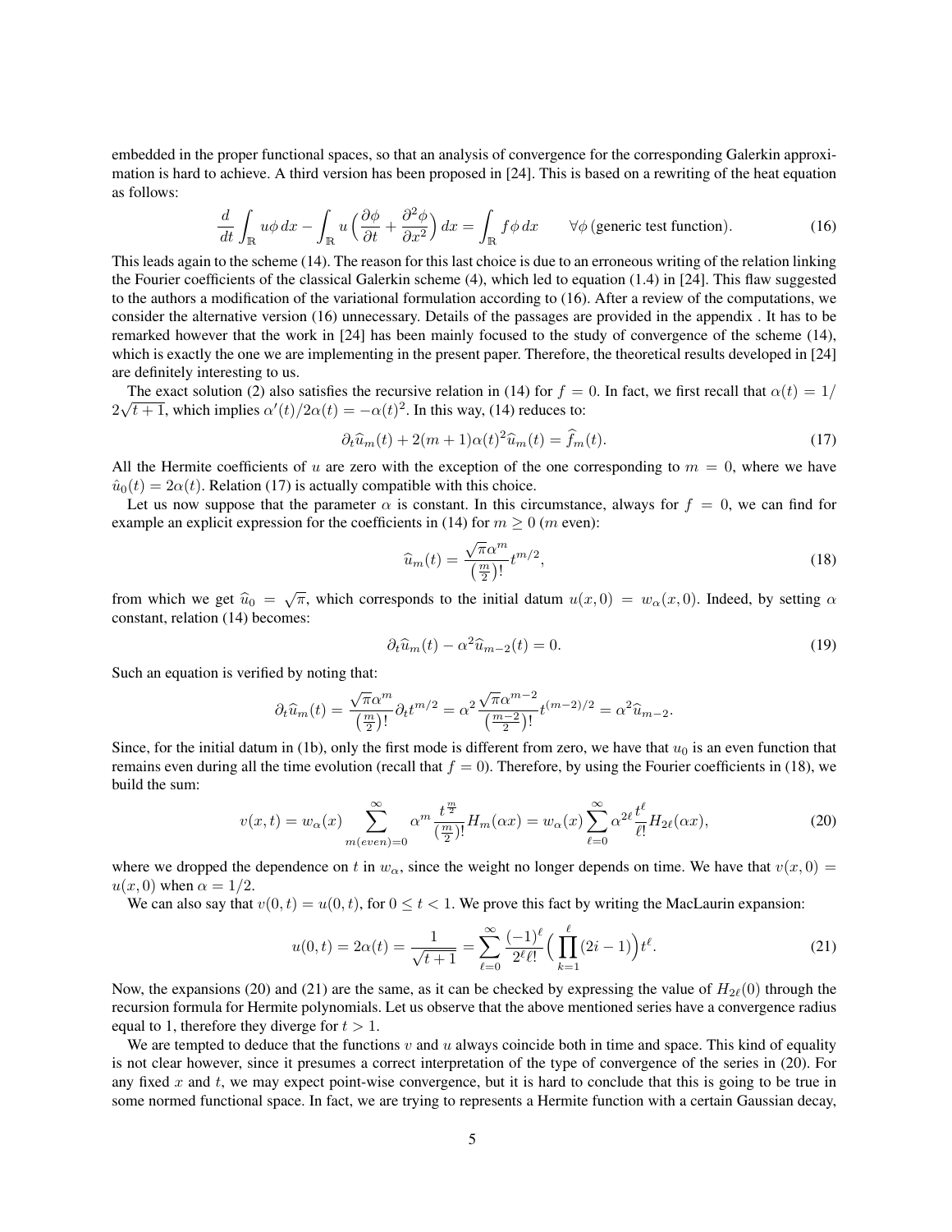embedded in the proper functional spaces, so that an analysis of convergence for the corresponding Galerkin approximation is hard to achieve. A third version has been proposed in [24]. This is based on a rewriting of the heat equation as follows:

$$\frac{d}{dt}\int_{\mathbb{R}} u\phi\, dx - \int_{\mathbb{R}} u\Big(\frac{\partial \phi}{\partial t} + \frac{\partial^2 \phi}{\partial x^2}\Big)\, dx = \int_{\mathbb{R}} f\phi\, dx \qquad \forall \phi\,(\text{generic test function}). \tag{16}$$

This leads again to the scheme (14). The reason for this last choice is due to an erroneous writing of the relation linking the Fourier coefficients of the classical Galerkin scheme (4), which led to equation (1.4) in [24]. This flaw suggested to the authors a modification of the variational formulation according to (16). After a review of the computations, we consider the alternative version (16) unnecessary. Details of the passages are provided in the appendix . It has to be remarked however that the work in [24] has been mainly focused to the study of convergence of the scheme (14), which is exactly the one we are implementing in the present paper. Therefore, the theoretical results developed in [24] are definitely interesting to us.

The exact solution (2) also satisfies the recursive relation in (14) for $f = 0$. In fact, we first recall that $\alpha(t) = 1/2\sqrt{t+1}$, which implies $\alpha'(t)/2\alpha(t) = -\alpha(t)^2$. In this way, (14) reduces to:

$$\partial_t \widehat{u}_m(t) + 2(m+1)\alpha(t)^2 \widehat{u}_m(t) = \widehat{f}_m(t). \tag{17}$$

All the Hermite coefficients of $u$ are zero with the exception of the one corresponding to $m = 0$, where we have $\hat{u}_0(t) = 2\alpha(t)$. Relation (17) is actually compatible with this choice.

Let us now suppose that the parameter $\alpha$ is constant. In this circumstance, always for $f = 0$, we can find for example an explicit expression for the coefficients in (14) for $m \geq 0$ ($m$ even):

$$\widehat{u}_m(t) = \frac{\sqrt{\pi}\alpha^m}{\left(\frac{m}{2}\right)!} t^{m/2}, \tag{18}$$

from which we get $\widehat{u}_0 = \sqrt{\pi}$, which corresponds to the initial datum $u(x, 0) = w_\alpha(x, 0)$. Indeed, by setting $\alpha$ constant, relation (14) becomes:

$$\partial_t \widehat{u}_m(t) - \alpha^2 \widehat{u}_{m-2}(t) = 0. \tag{19}$$

Such an equation is verified by noting that:

$$\partial_t \widehat{u}_m(t) = \frac{\sqrt{\pi}\alpha^m}{\left(\frac{m}{2}\right)!}\partial_t t^{m/2} = \alpha^2 \frac{\sqrt{\pi}\alpha^{m-2}}{\left(\frac{m-2}{2}\right)!} t^{(m-2)/2} = \alpha^2 \widehat{u}_{m-2}.$$

Since, for the initial datum in (1b), only the first mode is different from zero, we have that $u_0$ is an even function that remains even during all the time evolution (recall that $f = 0$). Therefore, by using the Fourier coefficients in (18), we build the sum:

$$v(x,t) = w_\alpha(x) \sum_{m(even)=0}^{\infty} \alpha^m \frac{t^{\frac{m}{2}}}{\left(\frac{m}{2}\right)!} H_m(\alpha x) = w_\alpha(x) \sum_{\ell=0}^{\infty} \alpha^{2\ell} \frac{t^\ell}{\ell!} H_{2\ell}(\alpha x), \tag{20}$$

where we dropped the dependence on $t$ in $w_\alpha$, since the weight no longer depends on time. We have that $v(x, 0) = u(x, 0)$ when $\alpha = 1/2$.

We can also say that $v(0, t) = u(0, t)$, for $0 \leq t < 1$. We prove this fact by writing the MacLaurin expansion:

$$u(0,t) = 2\alpha(t) = \frac{1}{\sqrt{t+1}} = \sum_{\ell=0}^{\infty} \frac{(-1)^\ell}{2^\ell \ell!} \Big(\prod_{k=1}^{\ell}(2i-1)\Big) t^\ell. \tag{21}$$

Now, the expansions (20) and (21) are the same, as it can be checked by expressing the value of $H_{2\ell}(0)$ through the recursion formula for Hermite polynomials. Let us observe that the above mentioned series have a convergence radius equal to 1, therefore they diverge for $t > 1$.

We are tempted to deduce that the functions $v$ and $u$ always coincide both in time and space. This kind of equality is not clear however, since it presumes a correct interpretation of the type of convergence of the series in (20). For any fixed $x$ and $t$, we may expect point-wise convergence, but it is hard to conclude that this is going to be true in some normed functional space. In fact, we are trying to represents a Hermite function with a certain Gaussian decay,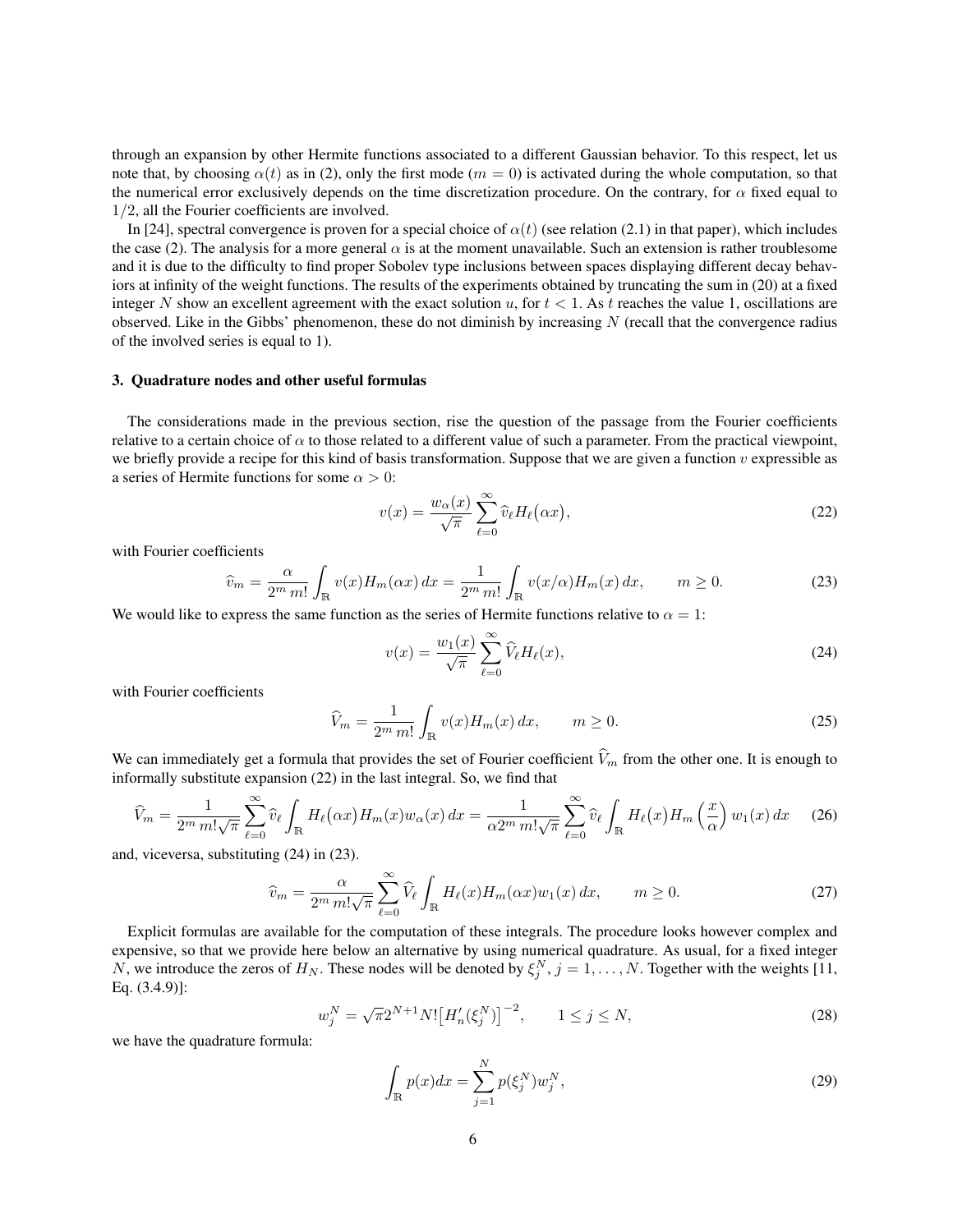through an expansion by other Hermite functions associated to a different Gaussian behavior. To this respect, let us note that, by choosing $\alpha(t)$ as in (2), only the first mode ($m = 0$) is activated during the whole computation, so that the numerical error exclusively depends on the time discretization procedure. On the contrary, for $\alpha$ fixed equal to $1/2$, all the Fourier coefficients are involved.

In [24], spectral convergence is proven for a special choice of $\alpha(t)$ (see relation (2.1) in that paper), which includes the case (2). The analysis for a more general $\alpha$ is at the moment unavailable. Such an extension is rather troublesome and it is due to the difficulty to find proper Sobolev type inclusions between spaces displaying different decay behaviors at infinity of the weight functions. The results of the experiments obtained by truncating the sum in (20) at a fixed integer $N$ show an excellent agreement with the exact solution $u$, for $t < 1$. As $t$ reaches the value 1, oscillations are observed. Like in the Gibbs' phenomenon, these do not diminish by increasing $N$ (recall that the convergence radius of the involved series is equal to 1).

### 3. Quadrature nodes and other useful formulas

The considerations made in the previous section, rise the question of the passage from the Fourier coefficients relative to a certain choice of $\alpha$ to those related to a different value of such a parameter. From the practical viewpoint, we briefly provide a recipe for this kind of basis transformation. Suppose that we are given a function $v$ expressible as a series of Hermite functions for some $\alpha > 0$:

$$v(x) = \frac{w_\alpha(x)}{\sqrt{\pi}} \sum_{\ell=0}^{\infty} \widehat{v}_\ell H_\ell\big(\alpha x\big), \tag{22}$$

with Fourier coefficients

$$\widehat{v}_m = \frac{\alpha}{2^m\, m!} \int_{\mathbb{R}} v(x) H_m(\alpha x)\, dx = \frac{1}{2^m\, m!} \int_{\mathbb{R}} v(x/\alpha) H_m(x)\, dx, \qquad m \geq 0. \tag{23}$$

We would like to express the same function as the series of Hermite functions relative to $\alpha = 1$:

$$v(x) = \frac{w_1(x)}{\sqrt{\pi}} \sum_{\ell=0}^{\infty} \widehat{V}_\ell H_\ell(x), \tag{24}$$

with Fourier coefficients

$$\widehat{V}_m = \frac{1}{2^m\, m!} \int_{\mathbb{R}} v(x) H_m(x)\, dx, \qquad m \geq 0. \tag{25}$$

We can immediately get a formula that provides the set of Fourier coefficient $\widehat{V}_m$ from the other one. It is enough to informally substitute expansion (22) in the last integral. So, we find that

$$\widehat{V}_m = \frac{1}{2^m\, m!\sqrt{\pi}} \sum_{\ell=0}^{\infty} \widehat{v}_\ell \int_{\mathbb{R}} H_\ell\big(\alpha x\big) H_m(x) w_\alpha(x)\, dx = \frac{1}{\alpha 2^m\, m!\sqrt{\pi}} \sum_{\ell=0}^{\infty} \widehat{v}_\ell \int_{\mathbb{R}} H_\ell\big(x\big) H_m\left(\frac{x}{\alpha}\right) w_1(x)\, dx \tag{26}$$

and, viceversa, substituting (24) in (23).

$$\widehat{v}_m = \frac{\alpha}{2^m\, m!\sqrt{\pi}} \sum_{\ell=0}^{\infty} \widehat{V}_\ell \int_{\mathbb{R}} H_\ell(x) H_m(\alpha x) w_1(x)\, dx, \qquad m \geq 0. \tag{27}$$

Explicit formulas are available for the computation of these integrals. The procedure looks however complex and expensive, so that we provide here below an alternative by using numerical quadrature. As usual, for a fixed integer $N$, we introduce the zeros of $H_N$. These nodes will be denoted by $\xi_j^N$, $j = 1, \ldots, N$. Together with the weights [11, Eq. (3.4.9)]:

$$w_j^N = \sqrt{\pi} 2^{N+1} N! \big[H_n'(\xi_j^N)\big]^{-2}, \qquad 1 \leq j \leq N, \tag{28}$$

we have the quadrature formula:

$$\int_{\mathbb{R}} p(x) dx = \sum_{j=1}^{N} p(\xi_j^N) w_j^N, \tag{29}$$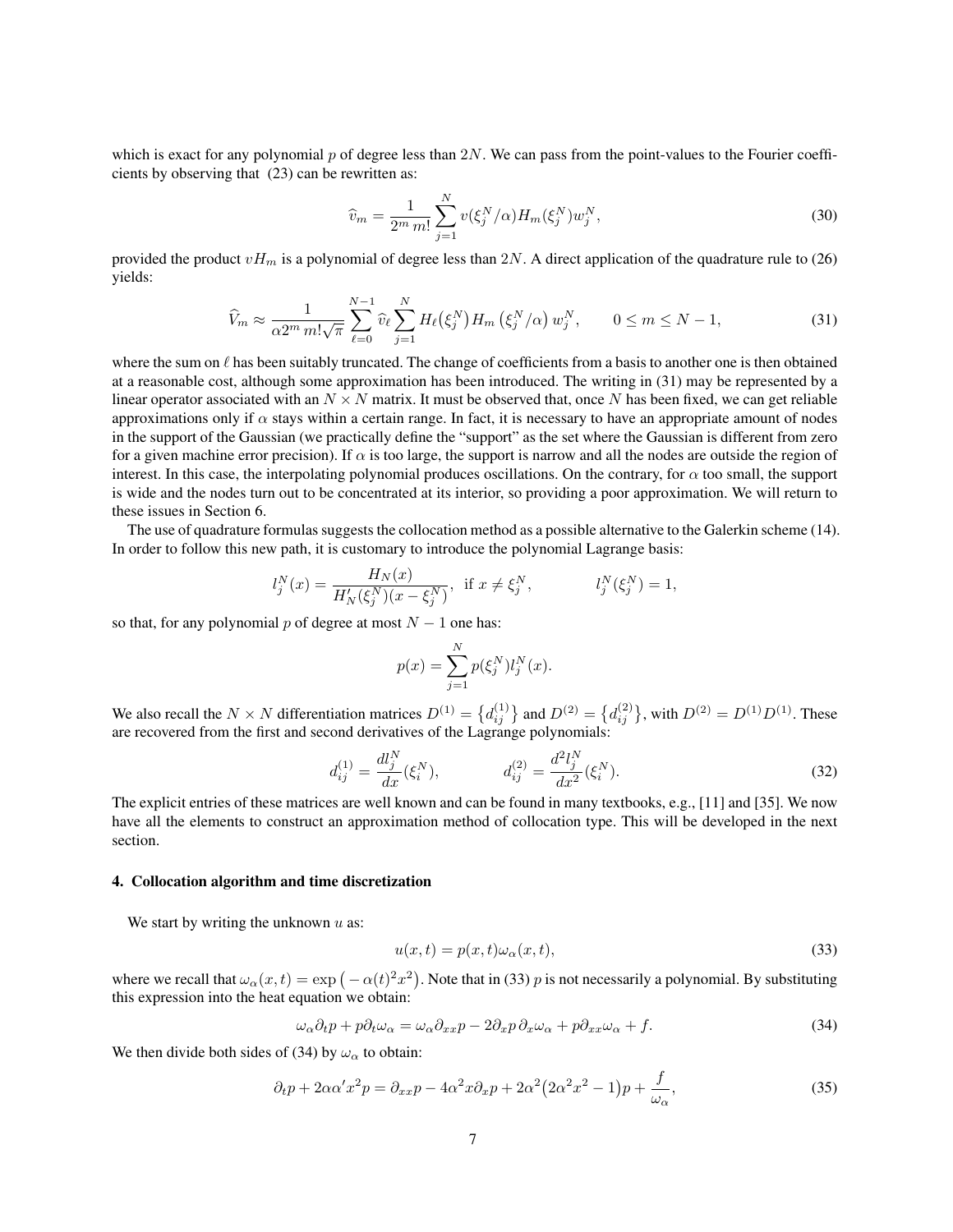which is exact for any polynomial $p$ of degree less than $2N$. We can pass from the point-values to the Fourier coefficients by observing that (23) can be rewritten as:

$$\widehat{v}_m = \frac{1}{2^m\, m!} \sum_{j=1}^{N} v(\xi_j^N/\alpha) H_m(\xi_j^N) w_j^N, \tag{30}$$

provided the product $vH_m$ is a polynomial of degree less than $2N$. A direct application of the quadrature rule to (26) yields:

$$\widehat{V}_m \approx \frac{1}{\alpha 2^m\, m! \sqrt{\pi}} \sum_{\ell=0}^{N-1} \widehat{v}_\ell \sum_{j=1}^{N} H_\ell\big(\xi_j^N\big) H_m\left(\xi_j^N/\alpha\right) w_j^N, \qquad 0 \le m \le N-1, \tag{31}$$

where the sum on $\ell$ has been suitably truncated. The change of coefficients from a basis to another one is then obtained at a reasonable cost, although some approximation has been introduced. The writing in (31) may be represented by a linear operator associated with an $N \times N$ matrix. It must be observed that, once $N$ has been fixed, we can get reliable approximations only if $\alpha$ stays within a certain range. In fact, it is necessary to have an appropriate amount of nodes in the support of the Gaussian (we practically define the "support" as the set where the Gaussian is different from zero for a given machine error precision). If $\alpha$ is too large, the support is narrow and all the nodes are outside the region of interest. In this case, the interpolating polynomial produces oscillations. On the contrary, for $\alpha$ too small, the support is wide and the nodes turn out to be concentrated at its interior, so providing a poor approximation. We will return to these issues in Section 6.

The use of quadrature formulas suggests the collocation method as a possible alternative to the Galerkin scheme (14). In order to follow this new path, it is customary to introduce the polynomial Lagrange basis:

$$l_j^N(x) = \frac{H_N(x)}{H_N'(\xi_j^N)(x - \xi_j^N)}, \ \text{ if } x \neq \xi_j^N, \qquad\qquad l_j^N(\xi_j^N) = 1,$$

so that, for any polynomial $p$ of degree at most $N-1$ one has:

$$p(x) = \sum_{j=1}^{N} p(\xi_j^N) l_j^N(x).$$

We also recall the $N \times N$ differentiation matrices $D^{(1)} = \big\{d_{ij}^{(1)}\big\}$ and $D^{(2)} = \big\{d_{ij}^{(2)}\big\}$, with $D^{(2)} = D^{(1)}D^{(1)}$. These are recovered from the first and second derivatives of the Lagrange polynomials:

$$d_{ij}^{(1)} = \frac{dl_j^N}{dx}(\xi_i^N), \qquad\qquad d_{ij}^{(2)} = \frac{d^2 l_j^N}{dx^2}(\xi_i^N). \tag{32}$$

The explicit entries of these matrices are well known and can be found in many textbooks, e.g., [11] and [35]. We now have all the elements to construct an approximation method of collocation type. This will be developed in the next section.

## 4. Collocation algorithm and time discretization

We start by writing the unknown $u$ as:

$$u(x,t) = p(x,t)\omega_\alpha(x,t), \tag{33}$$

where we recall that $\omega_\alpha(x,t) = \exp\big(-\alpha(t)^2 x^2\big)$. Note that in (33) $p$ is not necessarily a polynomial. By substituting this expression into the heat equation we obtain:

$$\omega_\alpha \partial_t p + p\partial_t \omega_\alpha = \omega_\alpha \partial_{xx} p - 2\partial_x p\, \partial_x \omega_\alpha + p\partial_{xx}\omega_\alpha + f. \tag{34}$$

We then divide both sides of (34) by $\omega_\alpha$ to obtain:

$$\partial_t p + 2\alpha\alpha' x^2 p = \partial_{xx} p - 4\alpha^2 x \partial_x p + 2\alpha^2\big(2\alpha^2 x^2 - 1\big)p + \frac{f}{\omega_\alpha}, \tag{35}$$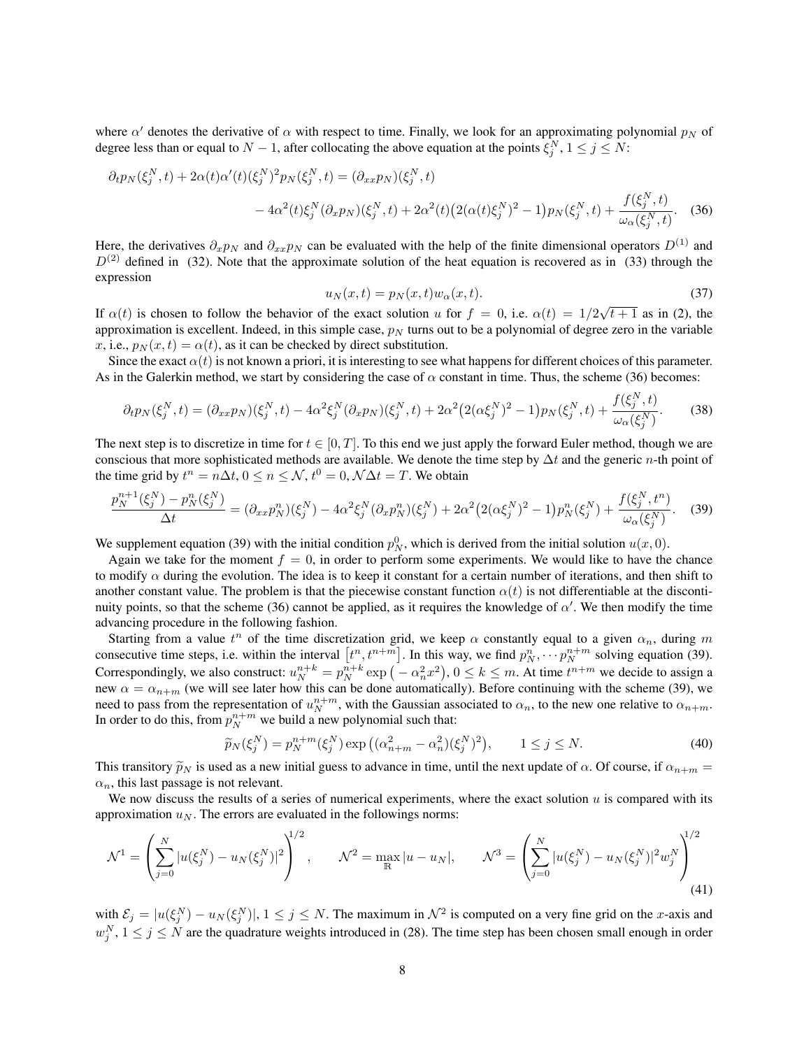where $\alpha'$ denotes the derivative of $\alpha$ with respect to time. Finally, we look for an approximating polynomial $p_N$ of degree less than or equal to $N-1$, after collocating the above equation at the points $\xi_j^N$, $1 \leq j \leq N$:

$$
\begin{aligned}
\partial_t p_N(\xi_j^N, t) + 2\alpha(t)\alpha'(t)(\xi_j^N)^2 p_N(\xi_j^N, t) = (\partial_{xx} p_N)(\xi_j^N, t) \\
- 4\alpha^2(t)\xi_j^N(\partial_x p_N)(\xi_j^N, t) + 2\alpha^2(t)\big(2(\alpha(t)\xi_j^N)^2 - 1\big)p_N(\xi_j^N, t) + \frac{f(\xi_j^N, t)}{\omega_\alpha(\xi_j^N, t)}.
\end{aligned} \quad (36)
$$

Here, the derivatives $\partial_x p_N$ and $\partial_{xx} p_N$ can be evaluated with the help of the finite dimensional operators $D^{(1)}$ and $D^{(2)}$ defined in (32). Note that the approximate solution of the heat equation is recovered as in (33) through the expression

$$
u_N(x, t) = p_N(x, t) w_\alpha(x, t). \quad (37)
$$

If $\alpha(t)$ is chosen to follow the behavior of the exact solution $u$ for $f = 0$, i.e. $\alpha(t) = 1/2\sqrt{t+1}$ as in (2), the approximation is excellent. Indeed, in this simple case, $p_N$ turns out to be a polynomial of degree zero in the variable $x$, i.e., $p_N(x, t) = \alpha(t)$, as it can be checked by direct substitution.

Since the exact $\alpha(t)$ is not known a priori, it is interesting to see what happens for different choices of this parameter. As in the Galerkin method, we start by considering the case of $\alpha$ constant in time. Thus, the scheme (36) becomes:

$$
\partial_t p_N(\xi_j^N, t) = (\partial_{xx} p_N)(\xi_j^N, t) - 4\alpha^2 \xi_j^N (\partial_x p_N)(\xi_j^N, t) + 2\alpha^2\big(2(\alpha\xi_j^N)^2 - 1\big)p_N(\xi_j^N, t) + \frac{f(\xi_j^N, t)}{\omega_\alpha(\xi_j^N)}. \quad (38)
$$

The next step is to discretize in time for $t \in [0, T]$. To this end we just apply the forward Euler method, though we are conscious that more sophisticated methods are available. We denote the time step by $\Delta t$ and the generic $n$-th point of the time grid by $t^n = n\Delta t$, $0 \leq n \leq \mathcal{N}$, $t^0 = 0$, $\mathcal{N}\Delta t = T$. We obtain

$$
\frac{p_N^{n+1}(\xi_j^N) - p_N^n(\xi_j^N)}{\Delta t} = (\partial_{xx} p_N^n)(\xi_j^N) - 4\alpha^2 \xi_j^N (\partial_x p_N^n)(\xi_j^N) + 2\alpha^2\big(2(\alpha\xi_j^N)^2 - 1\big)p_N^n(\xi_j^N) + \frac{f(\xi_j^N, t^n)}{\omega_\alpha(\xi_j^N)}. \quad (39)
$$

We supplement equation (39) with the initial condition $p_N^0$, which is derived from the initial solution $u(x, 0)$.

Again we take for the moment $f = 0$, in order to perform some experiments. We would like to have the chance to modify $\alpha$ during the evolution. The idea is to keep it constant for a certain number of iterations, and then shift to another constant value. The problem is that the piecewise constant function $\alpha(t)$ is not differentiable at the discontinuity points, so that the scheme (36) cannot be applied, as it requires the knowledge of $\alpha'$. We then modify the time advancing procedure in the following fashion.

Starting from a value $t^n$ of the time discretization grid, we keep $\alpha$ constantly equal to a given $\alpha_n$, during $m$ consecutive time steps, i.e. within the interval $[t^n, t^{n+m}]$. In this way, we find $p_N^n, \cdots p_N^{n+m}$ solving equation (39). Correspondingly, we also construct: $u_N^{n+k} = p_N^{n+k} \exp\big(-\alpha_n^2 x^2\big)$, $0 \leq k \leq m$. At time $t^{n+m}$ we decide to assign a new $\alpha = \alpha_{n+m}$ (we will see later how this can be done automatically). Before continuing with the scheme (39), we need to pass from the representation of $u_N^{n+m}$, with the Gaussian associated to $\alpha_n$, to the new one relative to $\alpha_{n+m}$. In order to do this, from $p_N^{n+m}$ we build a new polynomial such that:

$$
\widetilde{p}_N(\xi_j^N) = p_N^{n+m}(\xi_j^N) \exp\big((\alpha_{n+m}^2 - \alpha_n^2)(\xi_j^N)^2\big), \qquad 1 \leq j \leq N. \quad (40)
$$

This transitory $\widetilde{p}_N$ is used as a new initial guess to advance in time, until the next update of $\alpha$. Of course, if $\alpha_{n+m} = \alpha_n$, this last passage is not relevant.

We now discuss the results of a series of numerical experiments, where the exact solution $u$ is compared with its approximation $u_N$. The errors are evaluated in the followings norms:

$$
\mathcal{N}^1 = \left(\sum_{j=0}^{N} |u(\xi_j^N) - u_N(\xi_j^N)|^2\right)^{1/2}, \qquad \mathcal{N}^2 = \max_{\mathbb{R}} |u - u_N|, \qquad \mathcal{N}^3 = \left(\sum_{j=0}^{N} |u(\xi_j^N) - u_N(\xi_j^N)|^2 w_j^N\right)^{1/2} \quad (41)
$$

with $\mathcal{E}_j = |u(\xi_j^N) - u_N(\xi_j^N)|$, $1 \leq j \leq N$. The maximum in $\mathcal{N}^2$ is computed on a very fine grid on the $x$-axis and $w_j^N$, $1 \leq j \leq N$ are the quadrature weights introduced in (28). The time step has been chosen small enough in order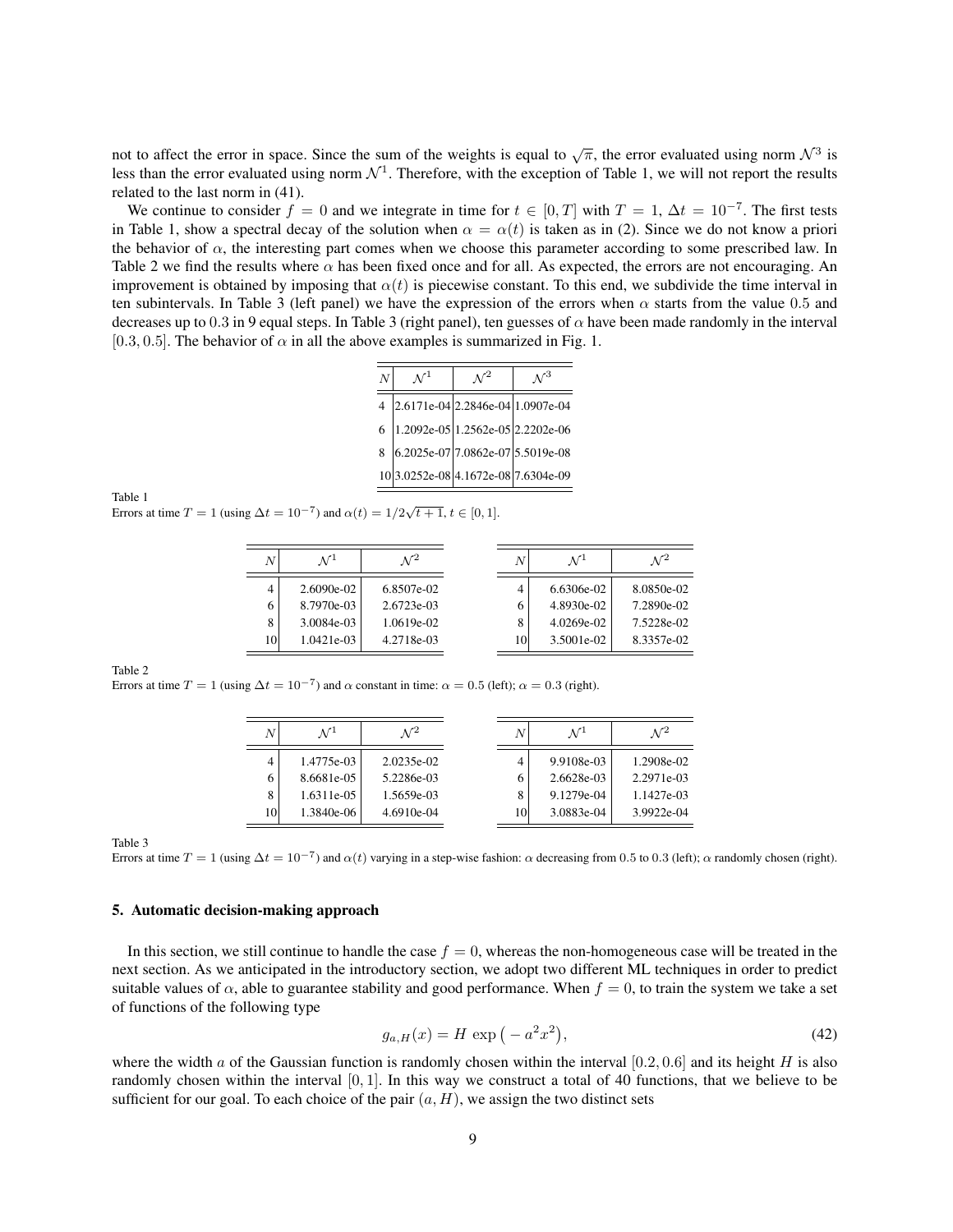not to affect the error in space. Since the sum of the weights is equal to $\sqrt{\pi}$, the error evaluated using norm $\mathcal{N}^3$ is less than the error evaluated using norm $\mathcal{N}^1$. Therefore, with the exception of Table 1, we will not report the results related to the last norm in (41).

We continue to consider $f = 0$ and we integrate in time for $t \in [0, T]$ with $T = 1$, $\Delta t = 10^{-7}$. The first tests in Table 1, show a spectral decay of the solution when $\alpha = \alpha(t)$ is taken as in (2). Since we do not know a priori the behavior of $\alpha$, the interesting part comes when we choose this parameter according to some prescribed law. In Table 2 we find the results where $\alpha$ has been fixed once and for all. As expected, the errors are not encouraging. An improvement is obtained by imposing that $\alpha(t)$ is piecewise constant. To this end, we subdivide the time interval in ten subintervals. In Table 3 (left panel) we have the expression of the errors when $\alpha$ starts from the value 0.5 and decreases up to 0.3 in 9 equal steps. In Table 3 (right panel), ten guesses of $\alpha$ have been made randomly in the interval $[0.3, 0.5]$. The behavior of $\alpha$ in all the above examples is summarized in Fig. 1.

| $N$ | $\mathcal{N}^1$ | $\mathcal{N}^2$ | $\mathcal{N}^3$ |
|---|---|---|---|
| 4 | 2.6171e-04 | 2.2846e-04 | 1.0907e-04 |
| 6 | 1.2092e-05 | 1.2562e-05 | 2.2202e-06 |
| 8 | 6.2025e-07 | 7.0862e-07 | 5.5019e-08 |
| 10 | 3.0252e-08 | 4.1672e-08 | 7.6304e-09 |

Table 1
Errors at time $T = 1$ (using $\Delta t = 10^{-7}$) and $\alpha(t) = 1/2\sqrt{t+1}$, $t \in [0, 1]$.

| $N$ | $\mathcal{N}^1$ | $\mathcal{N}^2$ |
|---|---|---|
| 4 | 2.6090e-02 | 6.8507e-02 |
| 6 | 8.7970e-03 | 2.6723e-03 |
| 8 | 3.0084e-03 | 1.0619e-02 |
| 10 | 1.0421e-03 | 4.2718e-03 |

| $N$ | $\mathcal{N}^1$ | $\mathcal{N}^2$ |
|---|---|---|
| 4 | 6.6306e-02 | 8.0850e-02 |
| 6 | 4.8930e-02 | 7.2890e-02 |
| 8 | 4.0269e-02 | 7.5228e-02 |
| 10 | 3.5001e-02 | 8.3357e-02 |

Table 2
Errors at time $T = 1$ (using $\Delta t = 10^{-7}$) and $\alpha$ constant in time: $\alpha = 0.5$ (left); $\alpha = 0.3$ (right).

| $N$ | $\mathcal{N}^1$ | $\mathcal{N}^2$ |
|---|---|---|
| 4 | 1.4775e-03 | 2.0235e-02 |
| 6 | 8.6681e-05 | 5.2286e-03 |
| 8 | 1.6311e-05 | 1.5659e-03 |
| 10 | 1.3840e-06 | 4.6910e-04 |

| $N$ | $\mathcal{N}^1$ | $\mathcal{N}^2$ |
|---|---|---|
| 4 | 9.9108e-03 | 1.2908e-02 |
| 6 | 2.6628e-03 | 2.2971e-03 |
| 8 | 9.1279e-04 | 1.1427e-03 |
| 10 | 3.0883e-04 | 3.9922e-04 |

Table 3
Errors at time $T = 1$ (using $\Delta t = 10^{-7}$) and $\alpha(t)$ varying in a step-wise fashion: $\alpha$ decreasing from 0.5 to 0.3 (left); $\alpha$ randomly chosen (right).

## 5. Automatic decision-making approach

In this section, we still continue to handle the case $f = 0$, whereas the non-homogeneous case will be treated in the next section. As we anticipated in the introductory section, we adopt two different ML techniques in order to predict suitable values of $\alpha$, able to guarantee stability and good performance. When $f = 0$, to train the system we take a set of functions of the following type

$$g_{a,H}(x) = H \exp\left(-a^2x^2\right), \tag{42}$$

where the width $a$ of the Gaussian function is randomly chosen within the interval $[0.2, 0.6]$ and its height $H$ is also randomly chosen within the interval $[0, 1]$. In this way we construct a total of 40 functions, that we believe to be sufficient for our goal. To each choice of the pair $(a, H)$, we assign the two distinct sets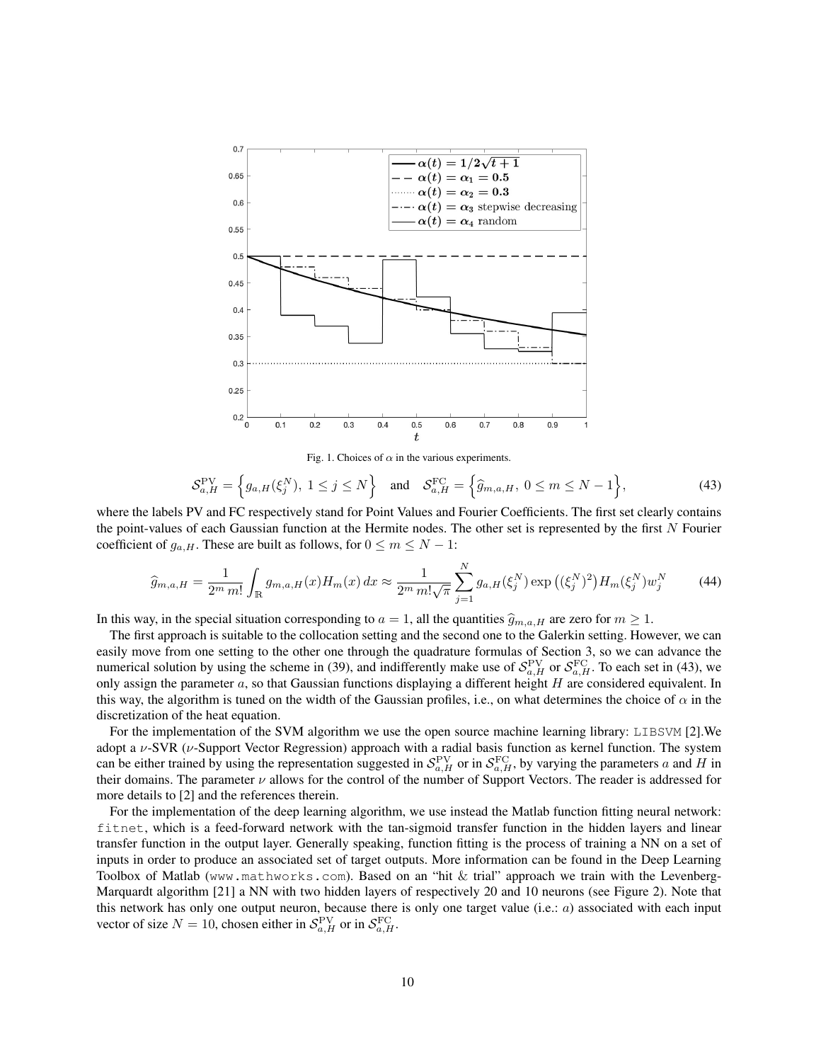Fig. 1. Choices of $\alpha$ in the various experiments.

$$\mathcal{S}_{a,H}^{\mathrm{PV}} = \Big\{ g_{a,H}(\xi_j^N),\ 1 \le j \le N \Big\} \quad \text{and} \quad \mathcal{S}_{a,H}^{\mathrm{FC}} = \Big\{ \widehat{g}_{m,a,H},\ 0 \le m \le N-1 \Big\}, \tag{43}$$

where the labels PV and FC respectively stand for Point Values and Fourier Coefficients. The first set clearly contains the point-values of each Gaussian function at the Hermite nodes. The other set is represented by the first $N$ Fourier coefficient of $g_{a,H}$. These are built as follows, for $0 \le m \le N-1$:

$$\widehat{g}_{m,a,H} = \frac{1}{2^m\, m!} \int_{\mathbb{R}} g_{m,a,H}(x) H_m(x)\, dx \approx \frac{1}{2^m\, m! \sqrt{\pi}} \sum_{j=1}^{N} g_{a,H}(\xi_j^N) \exp\big((\xi_j^N)^2\big) H_m(\xi_j^N) w_j^N \tag{44}$$

In this way, in the special situation corresponding to $a = 1$, all the quantities $\widehat{g}_{m,a,H}$ are zero for $m \ge 1$.

The first approach is suitable to the collocation setting and the second one to the Galerkin setting. However, we can easily move from one setting to the other one through the quadrature formulas of Section 3, so we can advance the numerical solution by using the scheme in (39), and indifferently make use of $\mathcal{S}_{a,H}^{\mathrm{PV}}$ or $\mathcal{S}_{a,H}^{\mathrm{FC}}$. To each set in (43), we only assign the parameter $a$, so that Gaussian functions displaying a different height $H$ are considered equivalent. In this way, the algorithm is tuned on the width of the Gaussian profiles, i.e., on what determines the choice of $\alpha$ in the discretization of the heat equation.

For the implementation of the SVM algorithm we use the open source machine learning library: `LIBSVM` [2].We adopt a $\nu$-SVR ($\nu$-Support Vector Regression) approach with a radial basis function as kernel function. The system can be either trained by using the representation suggested in $\mathcal{S}_{a,H}^{\mathrm{PV}}$ or in $\mathcal{S}_{a,H}^{\mathrm{FC}}$, by varying the parameters $a$ and $H$ in their domains. The parameter $\nu$ allows for the control of the number of Support Vectors. The reader is addressed for more details to [2] and the references therein.

For the implementation of the deep learning algorithm, we use instead the Matlab function fitting neural network: `fitnet`, which is a feed-forward network with the tan-sigmoid transfer function in the hidden layers and linear transfer function in the output layer. Generally speaking, function fitting is the process of training a NN on a set of inputs in order to produce an associated set of target outputs. More information can be found in the Deep Learning Toolbox of Matlab (`www.mathworks.com`). Based on an "hit & trial" approach we train with the Levenberg-Marquardt algorithm [21] a NN with two hidden layers of respectively 20 and 10 neurons (see Figure 2). Note that this network has only one output neuron, because there is only one target value (i.e.: $a$) associated with each input vector of size $N = 10$, chosen either in $\mathcal{S}_{a,H}^{\mathrm{PV}}$ or in $\mathcal{S}_{a,H}^{\mathrm{FC}}$.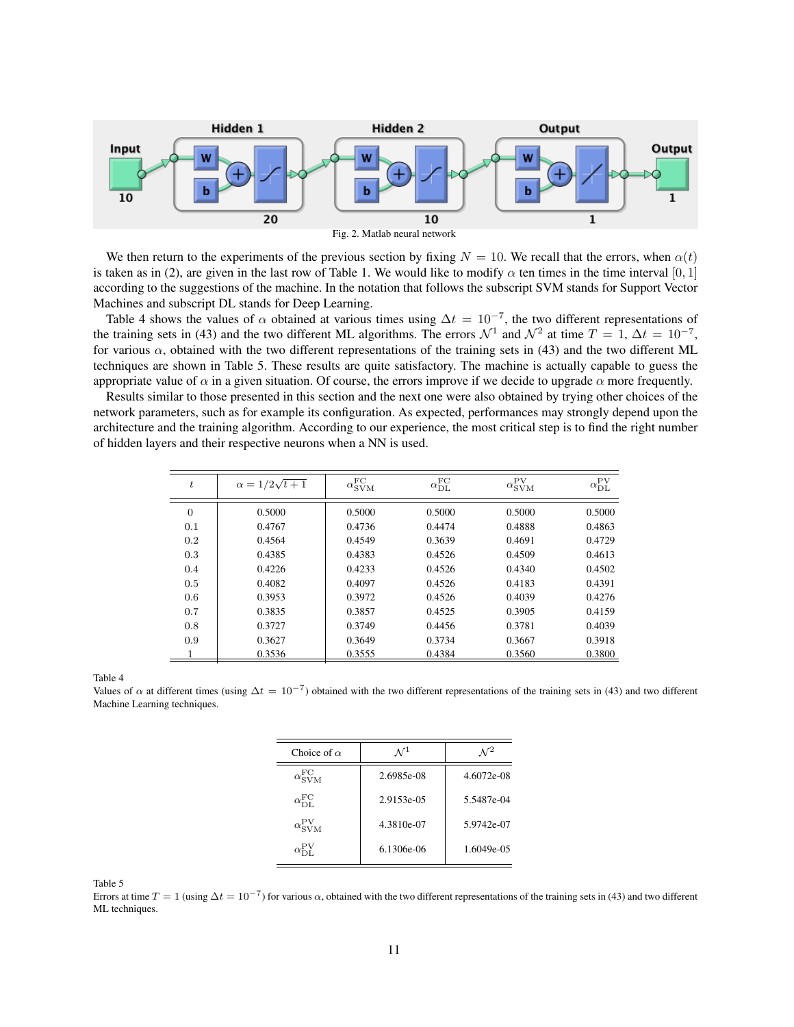Fig. 2. Matlab neural network

We then return to the experiments of the previous section by fixing $N = 10$. We recall that the errors, when $\alpha(t)$ is taken as in (2), are given in the last row of Table 1. We would like to modify $\alpha$ ten times in the time interval $[0, 1]$ according to the suggestions of the machine. In the notation that follows the subscript SVM stands for Support Vector Machines and subscript DL stands for Deep Learning.

Table 4 shows the values of $\alpha$ obtained at various times using $\Delta t = 10^{-7}$, the two different representations of the training sets in (43) and the two different ML algorithms. The errors $\mathcal{N}^1$ and $\mathcal{N}^2$ at time $T = 1$, $\Delta t = 10^{-7}$, for various $\alpha$, obtained with the two different representations of the training sets in (43) and the two different ML techniques are shown in Table 5. These results are quite satisfactory. The machine is actually capable to guess the appropriate value of $\alpha$ in a given situation. Of course, the errors improve if we decide to upgrade $\alpha$ more frequently.

Results similar to those presented in this section and the next one were also obtained by trying other choices of the network parameters, such as for example its configuration. As expected, performances may strongly depend upon the architecture and the training algorithm. According to our experience, the most critical step is to find the right number of hidden layers and their respective neurons when a NN is used.

| $t$ | $\alpha = 1/2\sqrt{t+1}$ | $\alpha^{\rm FC}_{\rm SVM}$ | $\alpha^{\rm FC}_{\rm DL}$ | $\alpha^{\rm PV}_{\rm SVM}$ | $\alpha^{\rm PV}_{\rm DL}$ |
|---|---|---|---|---|---|
| 0 | 0.5000 | 0.5000 | 0.5000 | 0.5000 | 0.5000 |
| 0.1 | 0.4767 | 0.4736 | 0.4474 | 0.4888 | 0.4863 |
| 0.2 | 0.4564 | 0.4549 | 0.3639 | 0.4691 | 0.4729 |
| 0.3 | 0.4385 | 0.4383 | 0.4526 | 0.4509 | 0.4613 |
| 0.4 | 0.4226 | 0.4233 | 0.4526 | 0.4340 | 0.4502 |
| 0.5 | 0.4082 | 0.4097 | 0.4526 | 0.4183 | 0.4391 |
| 0.6 | 0.3953 | 0.3972 | 0.4526 | 0.4039 | 0.4276 |
| 0.7 | 0.3835 | 0.3857 | 0.4525 | 0.3905 | 0.4159 |
| 0.8 | 0.3727 | 0.3749 | 0.4456 | 0.3781 | 0.4039 |
| 0.9 | 0.3627 | 0.3649 | 0.3734 | 0.3667 | 0.3918 |
| 1 | 0.3536 | 0.3555 | 0.4384 | 0.3560 | 0.3800 |

Table 4
Values of $\alpha$ at different times (using $\Delta t = 10^{-7}$) obtained with the two different representations of the training sets in (43) and two different Machine Learning techniques.

| Choice of $\alpha$ | $\mathcal{N}^1$ | $\mathcal{N}^2$ |
|---|---|---|
| $\alpha^{\rm FC}_{\rm SVM}$ | 2.6985e-08 | 4.6072e-08 |
| $\alpha^{\rm FC}_{\rm DL}$ | 2.9153e-05 | 5.5487e-04 |
| $\alpha^{\rm PV}_{\rm SVM}$ | 4.3810e-07 | 5.9742e-07 |
| $\alpha^{\rm PV}_{\rm DL}$ | 6.1306e-06 | 1.6049e-05 |

Table 5
Errors at time $T = 1$ (using $\Delta t = 10^{-7}$) for various $\alpha$, obtained with the two different representations of the training sets in (43) and two different ML techniques.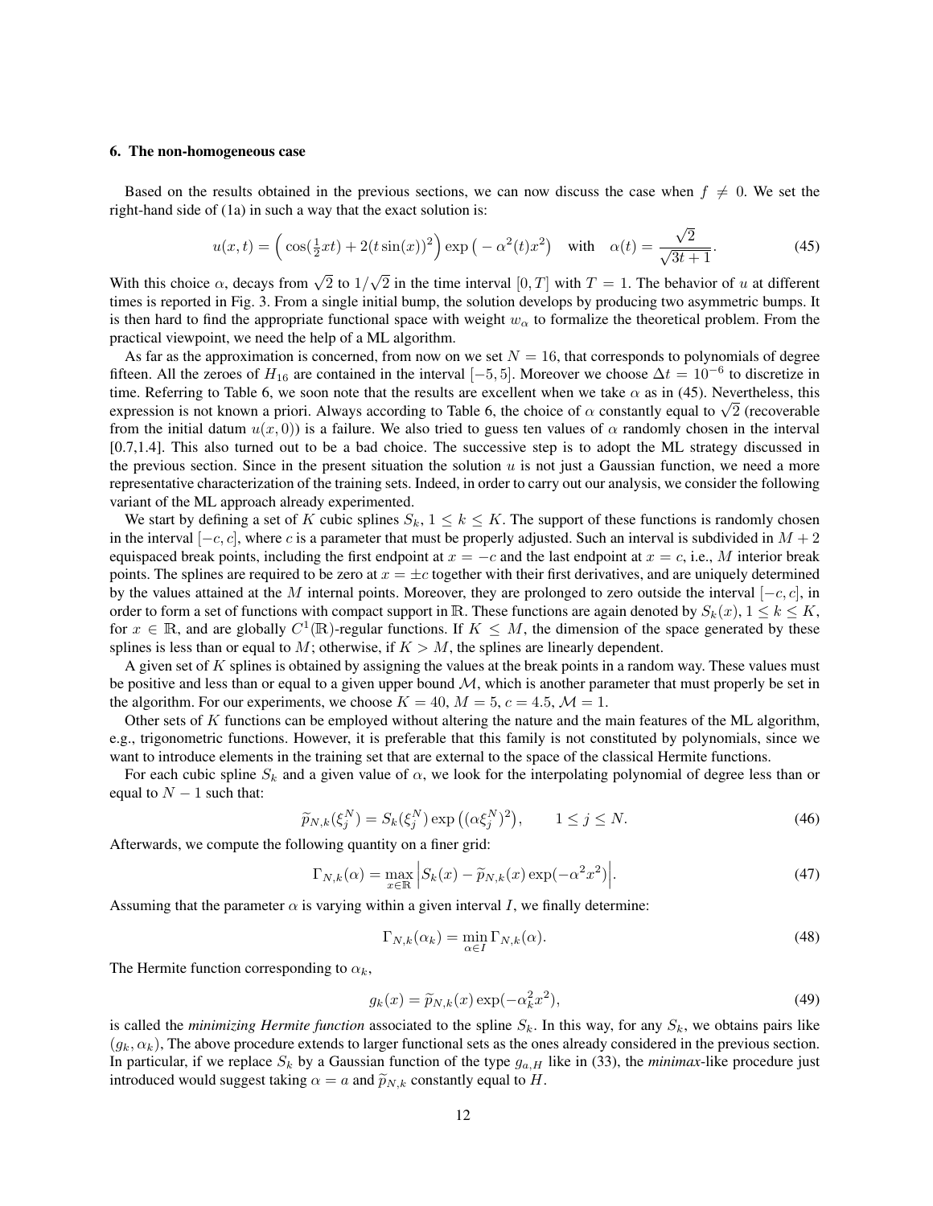### 6. The non-homogeneous case

Based on the results obtained in the previous sections, we can now discuss the case when $f \neq 0$. We set the right-hand side of (1a) in such a way that the exact solution is:

$$u(x,t) = \Big( \cos(\tfrac{1}{2}xt) + 2(t\sin(x))^2 \Big) \exp\big( -\alpha^2(t)x^2 \big) \quad \text{with} \quad \alpha(t) = \frac{\sqrt{2}}{\sqrt{3t+1}}. \tag{45}$$

With this choice $\alpha$, decays from $\sqrt{2}$ to $1/\sqrt{2}$ in the time interval $[0,T]$ with $T = 1$. The behavior of $u$ at different times is reported in Fig. 3. From a single initial bump, the solution develops by producing two asymmetric bumps. It is then hard to find the appropriate functional space with weight $w_\alpha$ to formalize the theoretical problem. From the practical viewpoint, we need the help of a ML algorithm.

As far as the approximation is concerned, from now on we set $N = 16$, that corresponds to polynomials of degree fifteen. All the zeroes of $H_{16}$ are contained in the interval $[-5,5]$. Moreover we choose $\Delta t = 10^{-6}$ to discretize in time. Referring to Table 6, we soon note that the results are excellent when we take $\alpha$ as in (45). Nevertheless, this expression is not known a priori. Always according to Table 6, the choice of $\alpha$ constantly equal to $\sqrt{2}$ (recoverable from the initial datum $u(x,0)$) is a failure. We also tried to guess ten values of $\alpha$ randomly chosen in the interval [0.7,1.4]. This also turned out to be a bad choice. The successive step is to adopt the ML strategy discussed in the previous section. Since in the present situation the solution $u$ is not just a Gaussian function, we need a more representative characterization of the training sets. Indeed, in order to carry out our analysis, we consider the following variant of the ML approach already experimented.

We start by defining a set of $K$ cubic splines $S_k$, $1 \leq k \leq K$. The support of these functions is randomly chosen in the interval $[-c,c]$, where $c$ is a parameter that must be properly adjusted. Such an interval is subdivided in $M+2$ equispaced break points, including the first endpoint at $x = -c$ and the last endpoint at $x = c$, i.e., $M$ interior break points. The splines are required to be zero at $x = \pm c$ together with their first derivatives, and are uniquely determined by the values attained at the $M$ internal points. Moreover, they are prolonged to zero outside the interval $[-c,c]$, in order to form a set of functions with compact support in $\mathbb{R}$. These functions are again denoted by $S_k(x)$, $1 \leq k \leq K$, for $x \in \mathbb{R}$, and are globally $C^1(\mathbb{R})$-regular functions. If $K \leq M$, the dimension of the space generated by these splines is less than or equal to $M$; otherwise, if $K > M$, the splines are linearly dependent.

A given set of $K$ splines is obtained by assigning the values at the break points in a random way. These values must be positive and less than or equal to a given upper bound $\mathcal{M}$, which is another parameter that must properly be set in the algorithm. For our experiments, we choose $K = 40$, $M = 5$, $c = 4.5$, $\mathcal{M} = 1$.

Other sets of $K$ functions can be employed without altering the nature and the main features of the ML algorithm, e.g., trigonometric functions. However, it is preferable that this family is not constituted by polynomials, since we want to introduce elements in the training set that are external to the space of the classical Hermite functions.

For each cubic spline $S_k$ and a given value of $\alpha$, we look for the interpolating polynomial of degree less than or equal to $N-1$ such that:

$$\widetilde{p}_{N,k}(\xi_j^N) = S_k(\xi_j^N) \exp\big((\alpha\xi_j^N)^2\big), \qquad 1 \leq j \leq N. \tag{46}$$

Afterwards, we compute the following quantity on a finer grid:

$$\Gamma_{N,k}(\alpha) = \max_{x\in\mathbb{R}} \Big| S_k(x) - \widetilde{p}_{N,k}(x)\exp(-\alpha^2x^2) \Big|. \tag{47}$$

Assuming that the parameter $\alpha$ is varying within a given interval $I$, we finally determine:

$$\Gamma_{N,k}(\alpha_k) = \min_{\alpha\in I} \Gamma_{N,k}(\alpha). \tag{48}$$

The Hermite function corresponding to $\alpha_k$,

$$g_k(x) = \widetilde{p}_{N,k}(x)\exp(-\alpha_k^2 x^2), \tag{49}$$

is called the *minimizing Hermite function* associated to the spline $S_k$. In this way, for any $S_k$, we obtains pairs like $(g_k, \alpha_k)$, The above procedure extends to larger functional sets as the ones already considered in the previous section. In particular, if we replace $S_k$ by a Gaussian function of the type $g_{a,H}$ like in (33), the *minimax*-like procedure just introduced would suggest taking $\alpha = a$ and $\widetilde{p}_{N,k}$ constantly equal to $H$.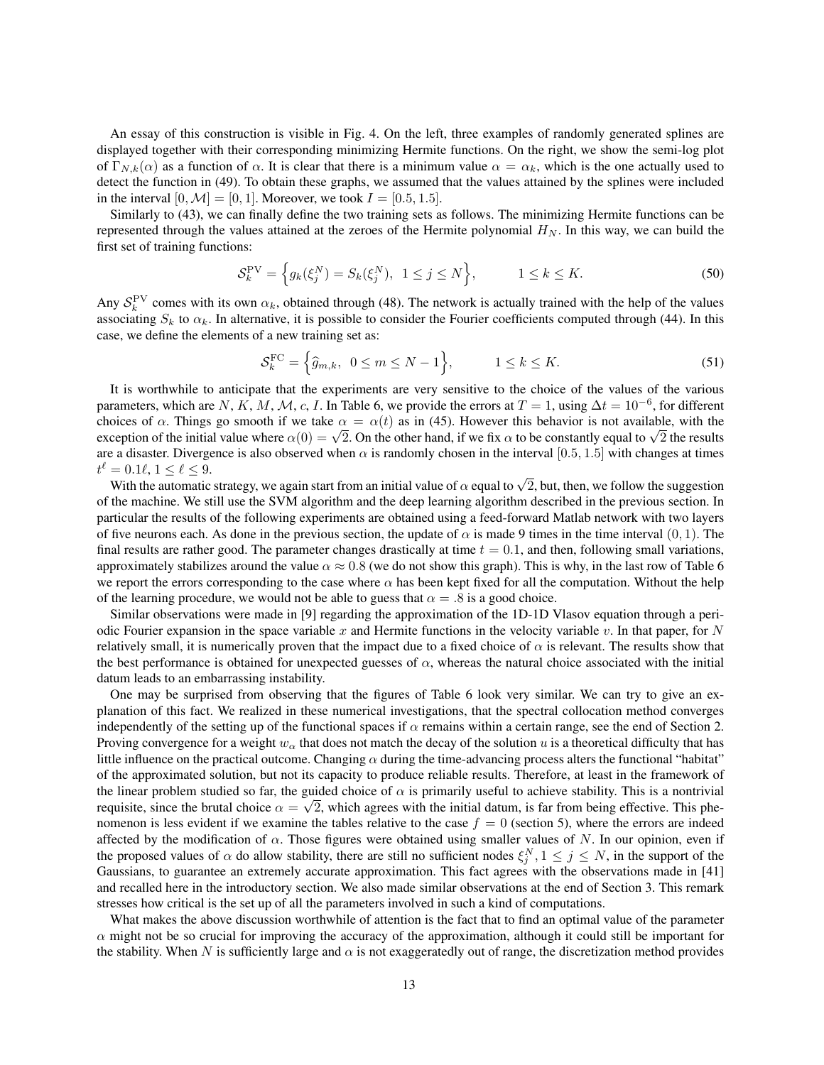An essay of this construction is visible in Fig. 4. On the left, three examples of randomly generated splines are displayed together with their corresponding minimizing Hermite functions. On the right, we show the semi-log plot of $\Gamma_{N,k}(\alpha)$ as a function of $\alpha$. It is clear that there is a minimum value $\alpha = \alpha_k$, which is the one actually used to detect the function in (49). To obtain these graphs, we assumed that the values attained by the splines were included in the interval $[0, \mathcal{M}] = [0, 1]$. Moreover, we took $I = [0.5, 1.5]$.

Similarly to (43), we can finally define the two training sets as follows. The minimizing Hermite functions can be represented through the values attained at the zeroes of the Hermite polynomial $H_N$. In this way, we can build the first set of training functions:

$$\mathcal{S}_k^{\rm PV} = \Big\{ g_k(\xi_j^N) = S_k(\xi_j^N), \;\; 1 \leq j \leq N \Big\}, \qquad\qquad 1 \leq k \leq K. \tag{50}$$

Any $\mathcal{S}_k^{\rm PV}$ comes with its own $\alpha_k$, obtained through (48). The network is actually trained with the help of the values associating $S_k$ to $\alpha_k$. In alternative, it is possible to consider the Fourier coefficients computed through (44). In this case, we define the elements of a new training set as:

$$\mathcal{S}_k^{\rm FC} = \Big\{ \widehat{g}_{m,k}, \;\; 0 \leq m \leq N-1 \Big\}, \qquad\qquad 1 \leq k \leq K. \tag{51}$$

It is worthwhile to anticipate that the experiments are very sensitive to the choice of the values of the various parameters, which are $N$, $K$, $M$, $\mathcal{M}$, $c$, $I$. In Table 6, we provide the errors at $T = 1$, using $\Delta t = 10^{-6}$, for different choices of $\alpha$. Things go smooth if we take $\alpha = \alpha(t)$ as in (45). However this behavior is not available, with the exception of the initial value where $\alpha(0) = \sqrt{2}$. On the other hand, if we fix $\alpha$ to be constantly equal to $\sqrt{2}$ the results are a disaster. Divergence is also observed when $\alpha$ is randomly chosen in the interval $[0.5, 1.5]$ with changes at times $t^\ell = 0.1\ell$, $1 \leq \ell \leq 9$.

With the automatic strategy, we again start from an initial value of $\alpha$ equal to $\sqrt{2}$, but, then, we follow the suggestion of the machine. We still use the SVM algorithm and the deep learning algorithm described in the previous section. In particular the results of the following experiments are obtained using a feed-forward Matlab network with two layers of five neurons each. As done in the previous section, the update of $\alpha$ is made 9 times in the time interval $(0, 1)$. The final results are rather good. The parameter changes drastically at time $t = 0.1$, and then, following small variations, approximately stabilizes around the value $\alpha \approx 0.8$ (we do not show this graph). This is why, in the last row of Table 6 we report the errors corresponding to the case where $\alpha$ has been kept fixed for all the computation. Without the help of the learning procedure, we would not be able to guess that $\alpha = .8$ is a good choice.

Similar observations were made in [9] regarding the approximation of the 1D-1D Vlasov equation through a periodic Fourier expansion in the space variable $x$ and Hermite functions in the velocity variable $v$. In that paper, for $N$ relatively small, it is numerically proven that the impact due to a fixed choice of $\alpha$ is relevant. The results show that the best performance is obtained for unexpected guesses of $\alpha$, whereas the natural choice associated with the initial datum leads to an embarrassing instability.

One may be surprised from observing that the figures of Table 6 look very similar. We can try to give an explanation of this fact. We realized in these numerical investigations, that the spectral collocation method converges independently of the setting up of the functional spaces if $\alpha$ remains within a certain range, see the end of Section 2. Proving convergence for a weight $w_\alpha$ that does not match the decay of the solution $u$ is a theoretical difficulty that has little influence on the practical outcome. Changing $\alpha$ during the time-advancing process alters the functional "habitat" of the approximated solution, but not its capacity to produce reliable results. Therefore, at least in the framework of the linear problem studied so far, the guided choice of $\alpha$ is primarily useful to achieve stability. This is a nontrivial requisite, since the brutal choice $\alpha = \sqrt{2}$, which agrees with the initial datum, is far from being effective. This phenomenon is less evident if we examine the tables relative to the case $f = 0$ (section 5), where the errors are indeed affected by the modification of $\alpha$. Those figures were obtained using smaller values of $N$. In our opinion, even if the proposed values of $\alpha$ do allow stability, there are still no sufficient nodes $\xi_j^N$, $1 \leq j \leq N$, in the support of the Gaussians, to guarantee an extremely accurate approximation. This fact agrees with the observations made in [41] and recalled here in the introductory section. We also made similar observations at the end of Section 3. This remark stresses how critical is the set up of all the parameters involved in such a kind of computations.

What makes the above discussion worthwhile of attention is the fact that to find an optimal value of the parameter $\alpha$ might not be so crucial for improving the accuracy of the approximation, although it could still be important for the stability. When $N$ is sufficiently large and $\alpha$ is not exaggeratedly out of range, the discretization method provides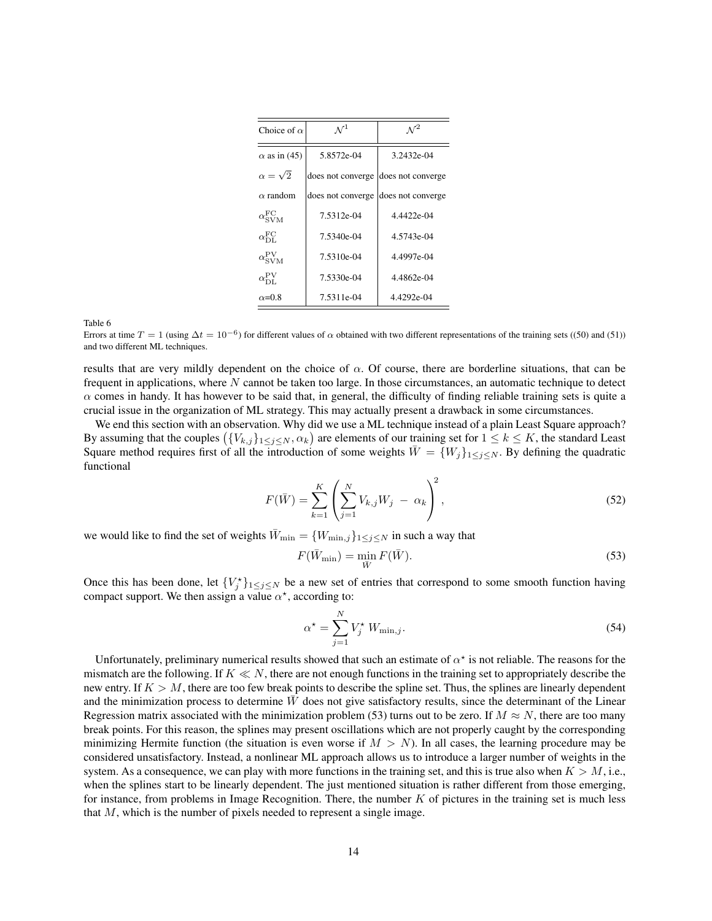| Choice of $\alpha$ | $\mathcal{N}^1$ | $\mathcal{N}^2$ |
|---|---|---|
| $\alpha$ as in (45) | 5.8572e-04 | 3.2432e-04 |
| $\alpha = \sqrt{2}$ | does not converge | does not converge |
| $\alpha$ random | does not converge | does not converge |
| $\alpha^{\mathrm{FC}}_{\mathrm{SVM}}$ | 7.5312e-04 | 4.4422e-04 |
| $\alpha^{\mathrm{FC}}_{\mathrm{DL}}$ | 7.5340e-04 | 4.5743e-04 |
| $\alpha^{\mathrm{PV}}_{\mathrm{SVM}}$ | 7.5310e-04 | 4.4997e-04 |
| $\alpha^{\mathrm{PV}}_{\mathrm{DL}}$ | 7.5330e-04 | 4.4862e-04 |
| $\alpha$=0.8 | 7.5311e-04 | 4.4292e-04 |

Table 6
Errors at time $T = 1$ (using $\Delta t = 10^{-6}$) for different values of $\alpha$ obtained with two different representations of the training sets ((50) and (51)) and two different ML techniques.

results that are very mildly dependent on the choice of $\alpha$. Of course, there are borderline situations, that can be frequent in applications, where $N$ cannot be taken too large. In those circumstances, an automatic technique to detect $\alpha$ comes in handy. It has however to be said that, in general, the difficulty of finding reliable training sets is quite a crucial issue in the organization of ML strategy. This may actually present a drawback in some circumstances.

We end this section with an observation. Why did we use a ML technique instead of a plain Least Square approach? By assuming that the couples $\left(\{V_{k,j}\}_{1\leq j\leq N}, \alpha_k\right)$ are elements of our training set for $1 \leq k \leq K$, the standard Least Square method requires first of all the introduction of some weights $\bar{W} = \{W_j\}_{1\leq j\leq N}$. By defining the quadratic functional

$$F(\bar{W}) = \sum_{k=1}^{K} \left( \sum_{j=1}^{N} V_{k,j} W_j \; - \; \alpha_k \right)^2, \tag{52}$$

we would like to find the set of weights $\bar{W}_{\min} = \{W_{\min,j}\}_{1\leq j\leq N}$ in such a way that

$$F(\bar{W}_{\min}) = \min_{\bar{W}} F(\bar{W}). \tag{53}$$

Once this has been done, let $\{V^\star_j\}_{1\leq j\leq N}$ be a new set of entries that correspond to some smooth function having compact support. We then assign a value $\alpha^\star$, according to:

$$\alpha^\star = \sum_{j=1}^{N} V^\star_j \; W_{\min,j}. \tag{54}$$

Unfortunately, preliminary numerical results showed that such an estimate of $\alpha^\star$ is not reliable. The reasons for the mismatch are the following. If $K \ll N$, there are not enough functions in the training set to appropriately describe the new entry. If $K > M$, there are too few break points to describe the spline set. Thus, the splines are linearly dependent and the minimization process to determine $\bar{W}$ does not give satisfactory results, since the determinant of the Linear Regression matrix associated with the minimization problem (53) turns out to be zero. If $M \approx N$, there are too many break points. For this reason, the splines may present oscillations which are not properly caught by the corresponding minimizing Hermite function (the situation is even worse if $M > N$). In all cases, the learning procedure may be considered unsatisfactory. Instead, a nonlinear ML approach allows us to introduce a larger number of weights in the system. As a consequence, we can play with more functions in the training set, and this is true also when $K > M$, i.e., when the splines start to be linearly dependent. The just mentioned situation is rather different from those emerging, for instance, from problems in Image Recognition. There, the number $K$ of pictures in the training set is much less that $M$, which is the number of pixels needed to represent a single image.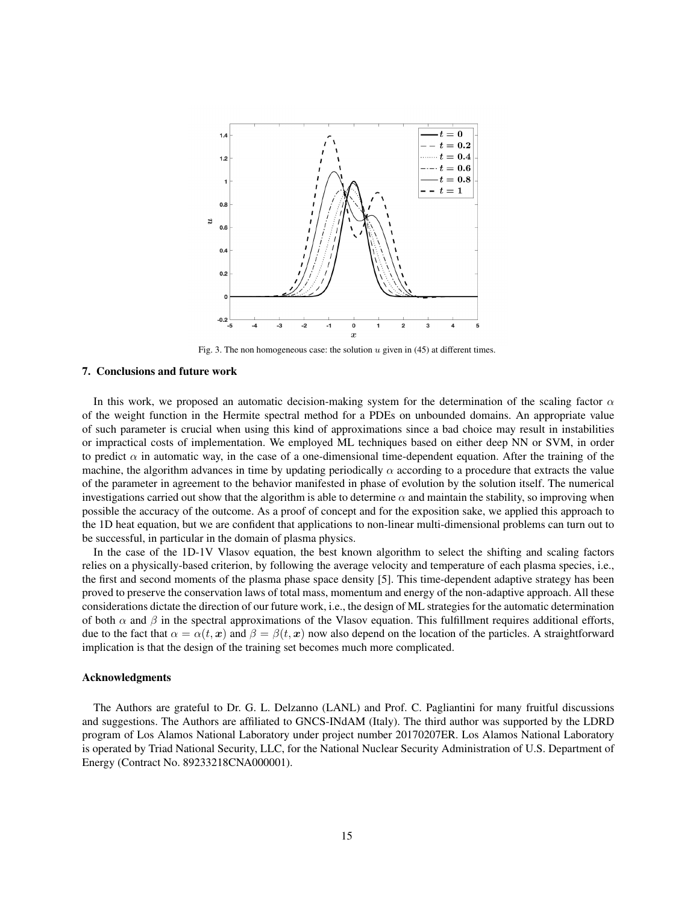Fig. 3. The non homogeneous case: the solution $u$ given in (45) at different times.

## 7. Conclusions and future work

In this work, we proposed an automatic decision-making system for the determination of the scaling factor $\alpha$ of the weight function in the Hermite spectral method for a PDEs on unbounded domains. An appropriate value of such parameter is crucial when using this kind of approximations since a bad choice may result in instabilities or impractical costs of implementation. We employed ML techniques based on either deep NN or SVM, in order to predict $\alpha$ in automatic way, in the case of a one-dimensional time-dependent equation. After the training of the machine, the algorithm advances in time by updating periodically $\alpha$ according to a procedure that extracts the value of the parameter in agreement to the behavior manifested in phase of evolution by the solution itself. The numerical investigations carried out show that the algorithm is able to determine $\alpha$ and maintain the stability, so improving when possible the accuracy of the outcome. As a proof of concept and for the exposition sake, we applied this approach to the 1D heat equation, but we are confident that applications to non-linear multi-dimensional problems can turn out to be successful, in particular in the domain of plasma physics.

In the case of the 1D-1V Vlasov equation, the best known algorithm to select the shifting and scaling factors relies on a physically-based criterion, by following the average velocity and temperature of each plasma species, i.e., the first and second moments of the plasma phase space density [5]. This time-dependent adaptive strategy has been proved to preserve the conservation laws of total mass, momentum and energy of the non-adaptive approach. All these considerations dictate the direction of our future work, i.e., the design of ML strategies for the automatic determination of both $\alpha$ and $\beta$ in the spectral approximations of the Vlasov equation. This fulfillment requires additional efforts, due to the fact that $\alpha = \alpha(t, \boldsymbol{x})$ and $\beta = \beta(t, \boldsymbol{x})$ now also depend on the location of the particles. A straightforward implication is that the design of the training set becomes much more complicated.

## Acknowledgments

The Authors are grateful to Dr. G. L. Delzanno (LANL) and Prof. C. Pagliantini for many fruitful discussions and suggestions. The Authors are affiliated to GNCS-INdAM (Italy). The third author was supported by the LDRD program of Los Alamos National Laboratory under project number 20170207ER. Los Alamos National Laboratory is operated by Triad National Security, LLC, for the National Nuclear Security Administration of U.S. Department of Energy (Contract No. 89233218CNA000001).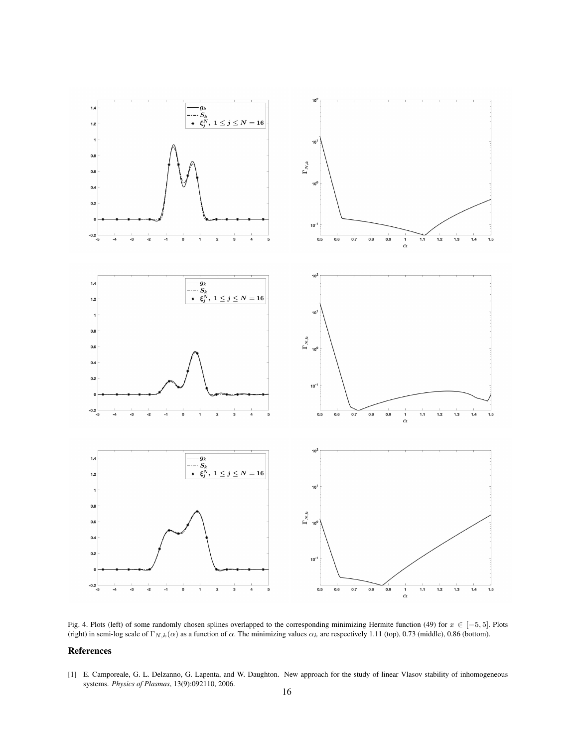Fig. 4. Plots (left) of some randomly chosen splines overlapped to the corresponding minimizing Hermite function (49) for $x \in [-5, 5]$. Plots (right) in semi-log scale of $\Gamma_{N,k}(\alpha)$ as a function of $\alpha$. The minimizing values $\alpha_k$ are respectively 1.11 (top), 0.73 (middle), 0.86 (bottom).

## References

[1] E. Camporeale, G. L. Delzanno, G. Lapenta, and W. Daughton. New approach for the study of linear Vlasov stability of inhomogeneous systems. *Physics of Plasmas*, 13(9):092110, 2006.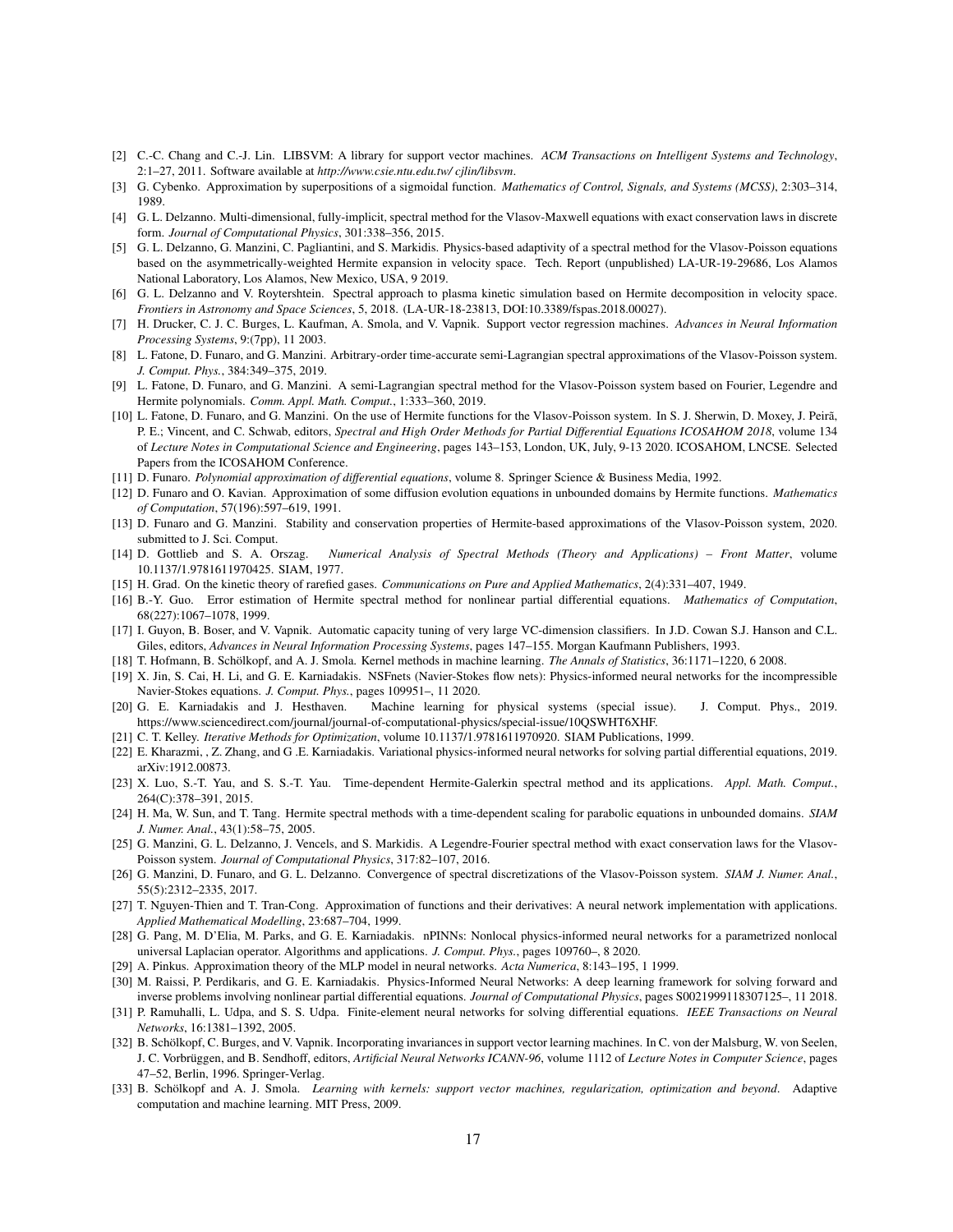[2] C.-C. Chang and C.-J. Lin. LIBSVM: A library for support vector machines. *ACM Transactions on Intelligent Systems and Technology*, 2:1–27, 2011. Software available at *http://www.csie.ntu.edu.tw/ cjlin/libsvm*.

[3] G. Cybenko. Approximation by superpositions of a sigmoidal function. *Mathematics of Control, Signals, and Systems (MCSS)*, 2:303–314, 1989.

[4] G. L. Delzanno. Multi-dimensional, fully-implicit, spectral method for the Vlasov-Maxwell equations with exact conservation laws in discrete form. *Journal of Computational Physics*, 301:338–356, 2015.

[5] G. L. Delzanno, G. Manzini, C. Pagliantini, and S. Markidis. Physics-based adaptivity of a spectral method for the Vlasov-Poisson equations based on the asymmetrically-weighted Hermite expansion in velocity space. Tech. Report (unpublished) LA-UR-19-29686, Los Alamos National Laboratory, Los Alamos, New Mexico, USA, 9 2019.

[6] G. L. Delzanno and V. Roytershtein. Spectral approach to plasma kinetic simulation based on Hermite decomposition in velocity space. *Frontiers in Astronomy and Space Sciences*, 5, 2018. (LA-UR-18-23813, DOI:10.3389/fspas.2018.00027).

[7] H. Drucker, C. J. C. Burges, L. Kaufman, A. Smola, and V. Vapnik. Support vector regression machines. *Advances in Neural Information Processing Systems*, 9:(7pp), 11 2003.

[8] L. Fatone, D. Funaro, and G. Manzini. Arbitrary-order time-accurate semi-Lagrangian spectral approximations of the Vlasov-Poisson system. *J. Comput. Phys.*, 384:349–375, 2019.

[9] L. Fatone, D. Funaro, and G. Manzini. A semi-Lagrangian spectral method for the Vlasov-Poisson system based on Fourier, Legendre and Hermite polynomials. *Comm. Appl. Math. Comput.*, 1:333–360, 2019.

[10] L. Fatone, D. Funaro, and G. Manzini. On the use of Hermite functions for the Vlasov-Poisson system. In S. J. Sherwin, D. Moxey, J. Peirã, P. E.; Vincent, and C. Schwab, editors, *Spectral and High Order Methods for Partial Differential Equations ICOSAHOM 2018*, volume 134 of *Lecture Notes in Computational Science and Engineering*, pages 143–153, London, UK, July, 9-13 2020. ICOSAHOM, LNCSE. Selected Papers from the ICOSAHOM Conference.

[11] D. Funaro. *Polynomial approximation of differential equations*, volume 8. Springer Science & Business Media, 1992.

[12] D. Funaro and O. Kavian. Approximation of some diffusion evolution equations in unbounded domains by Hermite functions. *Mathematics of Computation*, 57(196):597–619, 1991.

[13] D. Funaro and G. Manzini. Stability and conservation properties of Hermite-based approximations of the Vlasov-Poisson system, 2020. submitted to J. Sci. Comput.

[14] D. Gottlieb and S. A. Orszag. *Numerical Analysis of Spectral Methods (Theory and Applications) – Front Matter*, volume 10.1137/1.9781611970425. SIAM, 1977.

[15] H. Grad. On the kinetic theory of rarefied gases. *Communications on Pure and Applied Mathematics*, 2(4):331–407, 1949.

[16] B.-Y. Guo. Error estimation of Hermite spectral method for nonlinear partial differential equations. *Mathematics of Computation*, 68(227):1067–1078, 1999.

[17] I. Guyon, B. Boser, and V. Vapnik. Automatic capacity tuning of very large VC-dimension classifiers. In J.D. Cowan S.J. Hanson and C.L. Giles, editors, *Advances in Neural Information Processing Systems*, pages 147–155. Morgan Kaufmann Publishers, 1993.

[18] T. Hofmann, B. Schölkopf, and A. J. Smola. Kernel methods in machine learning. *The Annals of Statistics*, 36:1171–1220, 6 2008.

[19] X. Jin, S. Cai, H. Li, and G. E. Karniadakis. NSFnets (Navier-Stokes flow nets): Physics-informed neural networks for the incompressible Navier-Stokes equations. *J. Comput. Phys.*, pages 109951–, 11 2020.

[20] G. E. Karniadakis and J. Hesthaven. Machine learning for physical systems (special issue). J. Comput. Phys., 2019. https://www.sciencedirect.com/journal/journal-of-computational-physics/special-issue/10QSWHT6XHF.

[21] C. T. Kelley. *Iterative Methods for Optimization*, volume 10.1137/1.9781611970920. SIAM Publications, 1999.

[22] E. Kharazmi, , Z. Zhang, and G .E. Karniadakis. Variational physics-informed neural networks for solving partial differential equations, 2019. arXiv:1912.00873.

[23] X. Luo, S.-T. Yau, and S. S.-T. Yau. Time-dependent Hermite-Galerkin spectral method and its applications. *Appl. Math. Comput.*, 264(C):378–391, 2015.

[24] H. Ma, W. Sun, and T. Tang. Hermite spectral methods with a time-dependent scaling for parabolic equations in unbounded domains. *SIAM J. Numer. Anal.*, 43(1):58–75, 2005.

[25] G. Manzini, G. L. Delzanno, J. Vencels, and S. Markidis. A Legendre-Fourier spectral method with exact conservation laws for the Vlasov-Poisson system. *Journal of Computational Physics*, 317:82–107, 2016.

[26] G. Manzini, D. Funaro, and G. L. Delzanno. Convergence of spectral discretizations of the Vlasov-Poisson system. *SIAM J. Numer. Anal.*, 55(5):2312–2335, 2017.

[27] T. Nguyen-Thien and T. Tran-Cong. Approximation of functions and their derivatives: A neural network implementation with applications. *Applied Mathematical Modelling*, 23:687–704, 1999.

[28] G. Pang, M. D'Elia, M. Parks, and G. E. Karniadakis. nPINNs: Nonlocal physics-informed neural networks for a parametrized nonlocal universal Laplacian operator. Algorithms and applications. *J. Comput. Phys.*, pages 109760–, 8 2020.

[29] A. Pinkus. Approximation theory of the MLP model in neural networks. *Acta Numerica*, 8:143–195, 1 1999.

[30] M. Raissi, P. Perdikaris, and G. E. Karniadakis. Physics-Informed Neural Networks: A deep learning framework for solving forward and inverse problems involving nonlinear partial differential equations. *Journal of Computational Physics*, pages S0021999118307125–, 11 2018.

[31] P. Ramuhalli, L. Udpa, and S. S. Udpa. Finite-element neural networks for solving differential equations. *IEEE Transactions on Neural Networks*, 16:1381–1392, 2005.

[32] B. Schölkopf, C. Burges, and V. Vapnik. Incorporating invariances in support vector learning machines. In C. von der Malsburg, W. von Seelen, J. C. Vorbrüggen, and B. Sendhoff, editors, *Artificial Neural Networks ICANN-96*, volume 1112 of *Lecture Notes in Computer Science*, pages 47–52, Berlin, 1996. Springer-Verlag.

[33] B. Schölkopf and A. J. Smola. *Learning with kernels: support vector machines, regularization, optimization and beyond*. Adaptive computation and machine learning. MIT Press, 2009.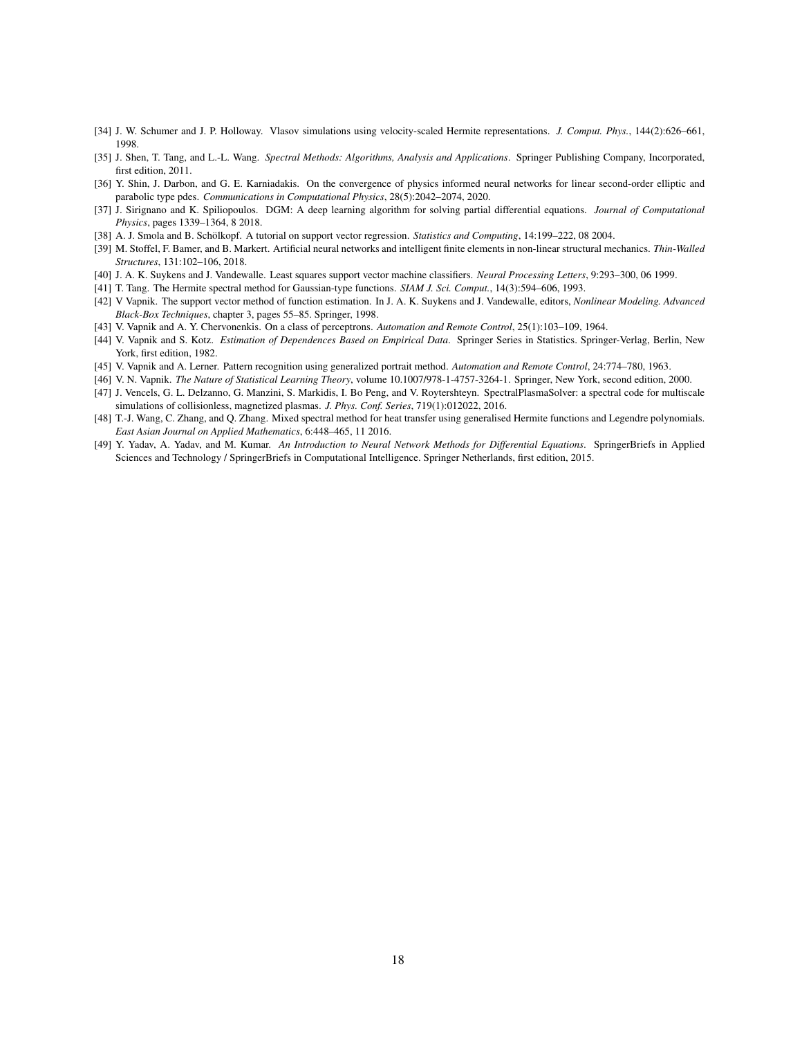[34] J. W. Schumer and J. P. Holloway. Vlasov simulations using velocity-scaled Hermite representations. *J. Comput. Phys.*, 144(2):626–661, 1998.

[35] J. Shen, T. Tang, and L.-L. Wang. *Spectral Methods: Algorithms, Analysis and Applications*. Springer Publishing Company, Incorporated, first edition, 2011.

[36] Y. Shin, J. Darbon, and G. E. Karniadakis. On the convergence of physics informed neural networks for linear second-order elliptic and parabolic type pdes. *Communications in Computational Physics*, 28(5):2042–2074, 2020.

[37] J. Sirignano and K. Spiliopoulos. DGM: A deep learning algorithm for solving partial differential equations. *Journal of Computational Physics*, pages 1339–1364, 8 2018.

[38] A. J. Smola and B. Schölkopf. A tutorial on support vector regression. *Statistics and Computing*, 14:199–222, 08 2004.

[39] M. Stoffel, F. Bamer, and B. Markert. Artificial neural networks and intelligent finite elements in non-linear structural mechanics. *Thin-Walled Structures*, 131:102–106, 2018.

[40] J. A. K. Suykens and J. Vandewalle. Least squares support vector machine classifiers. *Neural Processing Letters*, 9:293–300, 06 1999.

[41] T. Tang. The Hermite spectral method for Gaussian-type functions. *SIAM J. Sci. Comput.*, 14(3):594–606, 1993.

[42] V Vapnik. The support vector method of function estimation. In J. A. K. Suykens and J. Vandewalle, editors, *Nonlinear Modeling. Advanced Black-Box Techniques*, chapter 3, pages 55–85. Springer, 1998.

[43] V. Vapnik and A. Y. Chervonenkis. On a class of perceptrons. *Automation and Remote Control*, 25(1):103–109, 1964.

[44] V. Vapnik and S. Kotz. *Estimation of Dependences Based on Empirical Data*. Springer Series in Statistics. Springer-Verlag, Berlin, New York, first edition, 1982.

[45] V. Vapnik and A. Lerner. Pattern recognition using generalized portrait method. *Automation and Remote Control*, 24:774–780, 1963.

[46] V. N. Vapnik. *The Nature of Statistical Learning Theory*, volume 10.1007/978-1-4757-3264-1. Springer, New York, second edition, 2000.

[47] J. Vencels, G. L. Delzanno, G. Manzini, S. Markidis, I. Bo Peng, and V. Roytershteyn. SpectralPlasmaSolver: a spectral code for multiscale simulations of collisionless, magnetized plasmas. *J. Phys. Conf. Series*, 719(1):012022, 2016.

[48] T.-J. Wang, C. Zhang, and Q. Zhang. Mixed spectral method for heat transfer using generalised Hermite functions and Legendre polynomials. *East Asian Journal on Applied Mathematics*, 6:448–465, 11 2016.

[49] Y. Yadav, A. Yadav, and M. Kumar. *An Introduction to Neural Network Methods for Differential Equations*. SpringerBriefs in Applied Sciences and Technology / SpringerBriefs in Computational Intelligence. Springer Netherlands, first edition, 2015.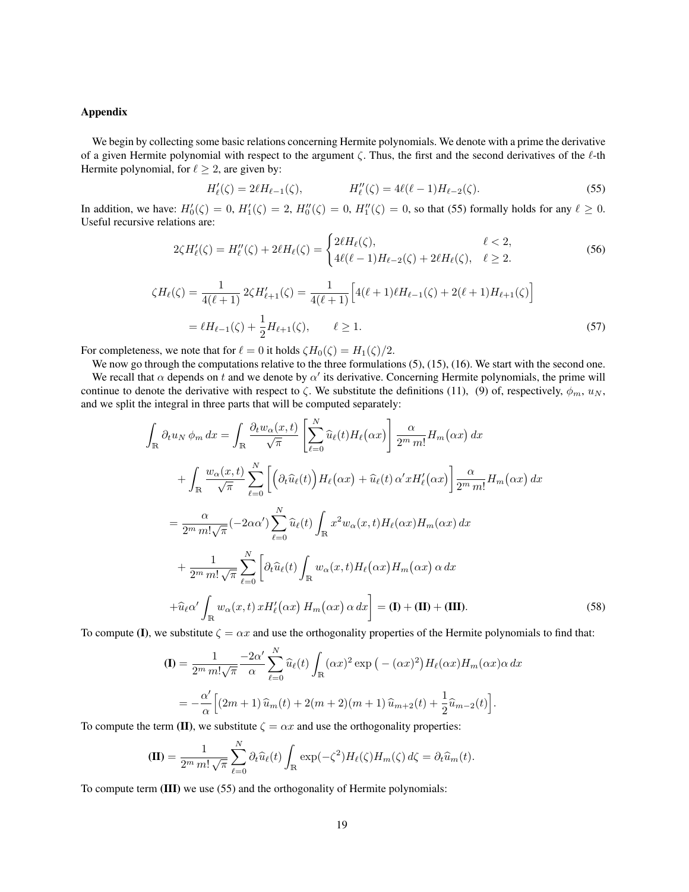## Appendix

We begin by collecting some basic relations concerning Hermite polynomials. We denote with a prime the derivative of a given Hermite polynomial with respect to the argument $\zeta$. Thus, the first and the second derivatives of the $\ell$-th Hermite polynomial, for $\ell \geq 2$, are given by:

$$H'_\ell(\zeta) = 2\ell H_{\ell-1}(\zeta), \qquad\qquad H''_\ell(\zeta) = 4\ell(\ell-1)H_{\ell-2}(\zeta). \tag{55}$$

In addition, we have: $H'_0(\zeta) = 0$, $H'_1(\zeta) = 2$, $H''_0(\zeta) = 0$, $H''_1(\zeta) = 0$, so that (55) formally holds for any $\ell \geq 0$. Useful recursive relations are:

$$2\zeta H'_\ell(\zeta) = H''_\ell(\zeta) + 2\ell H_\ell(\zeta) = \begin{cases} 2\ell H_\ell(\zeta), & \ell < 2, \\ 4\ell(\ell-1)H_{\ell-2}(\zeta) + 2\ell H_\ell(\zeta), & \ell \geq 2. \end{cases} \tag{56}$$

$$\begin{aligned} \zeta H_\ell(\zeta) &= \frac{1}{4(\ell+1)}\, 2\zeta H'_{\ell+1}(\zeta) = \frac{1}{4(\ell+1)}\Big[4(\ell+1)\ell H_{\ell-1}(\zeta) + 2(\ell+1)H_{\ell+1}(\zeta)\Big] \\ &= \ell H_{\ell-1}(\zeta) + \frac{1}{2}H_{\ell+1}(\zeta), \qquad \ell \geq 1. \end{aligned} \tag{57}$$

For completeness, we note that for $\ell = 0$ it holds $\zeta H_0(\zeta) = H_1(\zeta)/2$.

We now go through the computations relative to the three formulations (5), (15), (16). We start with the second one.

We recall that $\alpha$ depends on $t$ and we denote by $\alpha'$ its derivative. Concerning Hermite polynomials, the prime will continue to denote the derivative with respect to $\zeta$. We substitute the definitions (11), (9) of, respectively, $\phi_m$, $u_N$, and we split the integral in three parts that will be computed separately:

$$\begin{aligned} \int_{\mathbb{R}} \partial_t u_N\, \phi_m\, dx &= \int_{\mathbb{R}} \frac{\partial_t w_\alpha(x,t)}{\sqrt{\pi}} \left[\sum_{\ell=0}^{N} \widehat{u}_\ell(t) H_\ell\big(\alpha x\big)\right] \frac{\alpha}{2^m\, m!} H_m\big(\alpha x\big)\, dx \\ &\quad + \int_{\mathbb{R}} \frac{w_\alpha(x,t)}{\sqrt{\pi}} \sum_{\ell=0}^{N} \Big[\Big(\partial_t \widehat{u}_\ell(t)\Big) H_\ell\big(\alpha x\big) + \widehat{u}_\ell(t)\, \alpha' x H'_\ell\big(\alpha x\big)\Big] \frac{\alpha}{2^m\, m!} H_m\big(\alpha x\big)\, dx \\ &= \frac{\alpha}{2^m\, m! \sqrt{\pi}} (-2\alpha\alpha') \sum_{\ell=0}^{N} \widehat{u}_\ell(t) \int_{\mathbb{R}} x^2 w_\alpha(x,t) H_\ell(\alpha x) H_m(\alpha x)\, dx \\ &\quad + \frac{1}{2^m\, m!\, \sqrt{\pi}} \sum_{\ell=0}^{N} \Big[\partial_t \widehat{u}_\ell(t) \int_{\mathbb{R}} w_\alpha(x,t) H_\ell\big(\alpha x\big) H_m\big(\alpha x\big)\, \alpha\, dx \\ &\quad + \widehat{u}_\ell \alpha' \int_{\mathbb{R}} w_\alpha(x,t)\, x H'_\ell\big(\alpha x\big)\, H_m\big(\alpha x\big)\, \alpha\, dx\Big] = \textbf{(I)} + \textbf{(II)} + \textbf{(III)}. \end{aligned} \tag{58}$$

To compute **(I)**, we substitute $\zeta = \alpha x$ and use the orthogonality properties of the Hermite polynomials to find that:

$$\begin{aligned} \textbf{(I)} &= \frac{1}{2^m\, m! \sqrt{\pi}} \frac{-2\alpha'}{\alpha} \sum_{\ell=0}^{N} \widehat{u}_\ell(t) \int_{\mathbb{R}} (\alpha x)^2 \exp\big(-(\alpha x)^2\big) H_\ell(\alpha x) H_m(\alpha x) \alpha\, dx \\ &= -\frac{\alpha'}{\alpha}\Big[(2m+1)\, \widehat{u}_m(t) + 2(m+2)(m+1)\, \widehat{u}_{m+2}(t) + \frac{1}{2}\widehat{u}_{m-2}(t)\Big]. \end{aligned}$$

To compute the term **(II)**, we substitute $\zeta = \alpha x$ and use the orthogonality properties:

$$\textbf{(II)} = \frac{1}{2^m\, m!\, \sqrt{\pi}} \sum_{\ell=0}^{N} \partial_t \widehat{u}_\ell(t) \int_{\mathbb{R}} \exp(-\zeta^2) H_\ell(\zeta) H_m(\zeta)\, d\zeta = \partial_t \widehat{u}_m(t).$$

To compute term **(III)** we use (55) and the orthogonality of Hermite polynomials: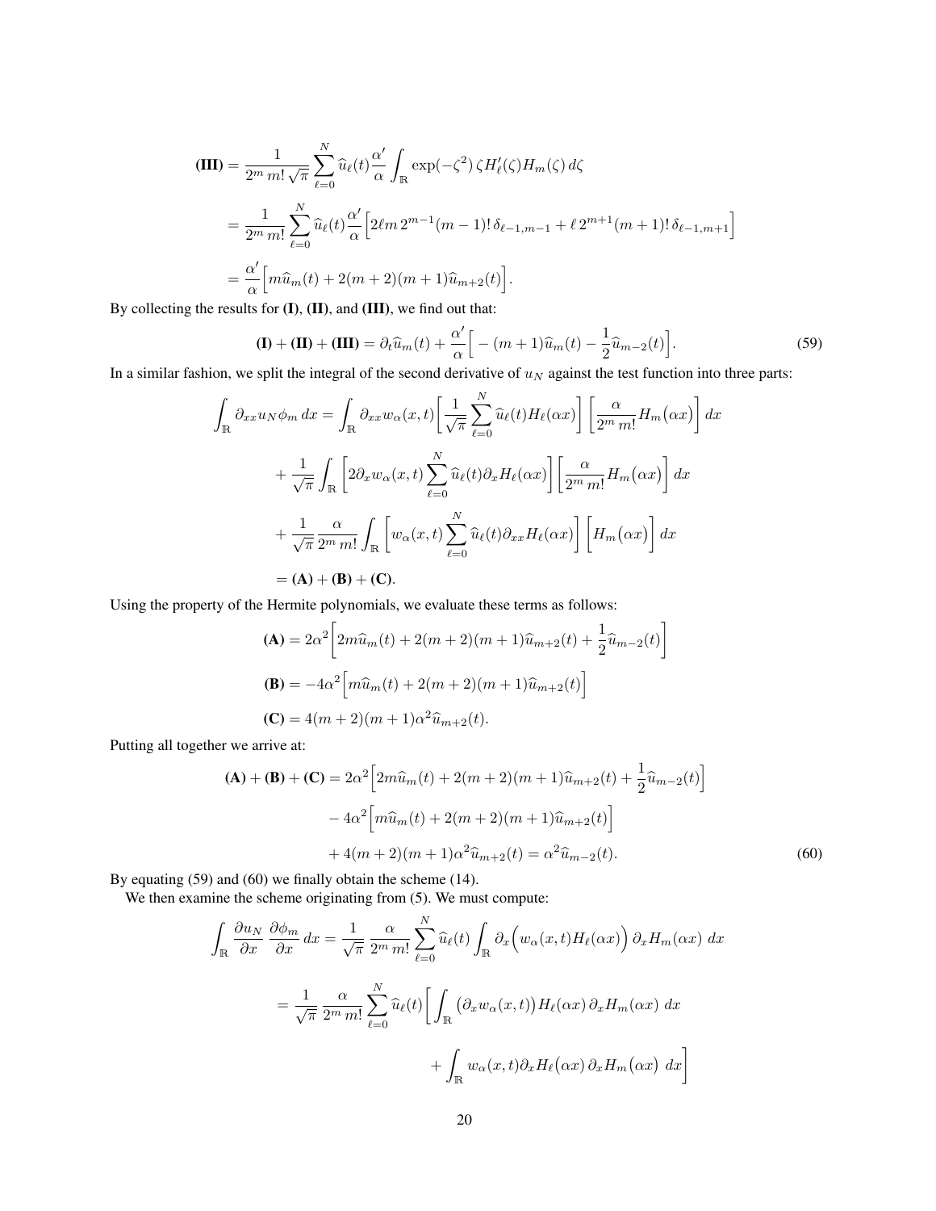$$
\begin{aligned}
\textbf{(III)} &= \frac{1}{2^m\, m!\, \sqrt{\pi}} \sum_{\ell=0}^{N} \widehat{u}_\ell(t) \frac{\alpha'}{\alpha} \int_{\mathbb{R}} \exp(-\zeta^2)\, \zeta H_\ell'(\zeta) H_m(\zeta)\, d\zeta \\
&= \frac{1}{2^m\, m!} \sum_{\ell=0}^{N} \widehat{u}_\ell(t) \frac{\alpha'}{\alpha} \Big[ 2\ell m\, 2^{m-1}(m-1)!\, \delta_{\ell-1,m-1} + \ell\, 2^{m+1}(m+1)!\, \delta_{\ell-1,m+1} \Big] \\
&= \frac{\alpha'}{\alpha} \Big[ m\widehat{u}_m(t) + 2(m+2)(m+1)\widehat{u}_{m+2}(t) \Big].
\end{aligned}
$$

By collecting the results for **(I)**, **(II)**, and **(III)**, we find out that:

$$
\textbf{(I)} + \textbf{(II)} + \textbf{(III)} = \partial_t \widehat{u}_m(t) + \frac{\alpha'}{\alpha} \Big[ -(m+1)\widehat{u}_m(t) - \frac{1}{2}\widehat{u}_{m-2}(t) \Big]. \tag{59}
$$

In a similar fashion, we split the integral of the second derivative of $u_N$ against the test function into three parts:

$$
\begin{aligned}
\int_{\mathbb{R}} \partial_{xx} u_N \phi_m\, dx &= \int_{\mathbb{R}} \partial_{xx} w_\alpha(x,t) \Big[ \frac{1}{\sqrt{\pi}} \sum_{\ell=0}^{N} \widehat{u}_\ell(t) H_\ell(\alpha x) \Big] \Big[ \frac{\alpha}{2^m\, m!} H_m\big(\alpha x\big) \Big]\, dx \\
&\quad + \frac{1}{\sqrt{\pi}} \int_{\mathbb{R}} \Big[ 2\partial_x w_\alpha(x,t) \sum_{\ell=0}^{N} \widehat{u}_\ell(t) \partial_x H_\ell(\alpha x) \Big] \Big[ \frac{\alpha}{2^m\, m!} H_m\big(\alpha x\big) \Big]\, dx \\
&\quad + \frac{1}{\sqrt{\pi}} \frac{\alpha}{2^m\, m!} \int_{\mathbb{R}} \Big[ w_\alpha(x,t) \sum_{\ell=0}^{N} \widehat{u}_\ell(t) \partial_{xx} H_\ell(\alpha x) \Big] \Big[ H_m\big(\alpha x\big) \Big]\, dx \\
&= \textbf{(A)} + \textbf{(B)} + \textbf{(C)}.
\end{aligned}
$$

Using the property of the Hermite polynomials, we evaluate these terms as follows:

$$
\begin{aligned}
\textbf{(A)} &= 2\alpha^2 \Big[ 2m\widehat{u}_m(t) + 2(m+2)(m+1)\widehat{u}_{m+2}(t) + \frac{1}{2}\widehat{u}_{m-2}(t) \Big] \\
\textbf{(B)} &= -4\alpha^2 \Big[ m\widehat{u}_m(t) + 2(m+2)(m+1)\widehat{u}_{m+2}(t) \Big] \\
\textbf{(C)} &= 4(m+2)(m+1)\alpha^2 \widehat{u}_{m+2}(t).
\end{aligned}
$$

Putting all together we arrive at:

$$
\begin{aligned}
\textbf{(A)} + \textbf{(B)} + \textbf{(C)} &= 2\alpha^2 \Big[ 2m\widehat{u}_m(t) + 2(m+2)(m+1)\widehat{u}_{m+2}(t) + \frac{1}{2}\widehat{u}_{m-2}(t) \Big] \\
&\quad - 4\alpha^2 \Big[ m\widehat{u}_m(t) + 2(m+2)(m+1)\widehat{u}_{m+2}(t) \Big] \\
&\quad + 4(m+2)(m+1)\alpha^2 \widehat{u}_{m+2}(t) = \alpha^2 \widehat{u}_{m-2}(t).
\end{aligned} \tag{60}
$$

By equating (59) and (60) we finally obtain the scheme (14).

We then examine the scheme originating from (5). We must compute:

$$
\begin{aligned}
\int_{\mathbb{R}} \frac{\partial u_N}{\partial x} \frac{\partial \phi_m}{\partial x}\, dx &= \frac{1}{\sqrt{\pi}} \frac{\alpha}{2^m\, m!} \sum_{\ell=0}^{N} \widehat{u}_\ell(t) \int_{\mathbb{R}} \partial_x \Big( w_\alpha(x,t) H_\ell(\alpha x) \Big)\, \partial_x H_m(\alpha x)\, dx \\
&= \frac{1}{\sqrt{\pi}} \frac{\alpha}{2^m\, m!} \sum_{\ell=0}^{N} \widehat{u}_\ell(t) \Big[ \int_{\mathbb{R}} \big( \partial_x w_\alpha(x,t) \big) H_\ell(\alpha x)\, \partial_x H_m(\alpha x)\, dx \\
&\qquad\qquad + \int_{\mathbb{R}} w_\alpha(x,t) \partial_x H_\ell\big(\alpha x\big)\, \partial_x H_m\big(\alpha x\big)\, dx \Big]
\end{aligned}
$$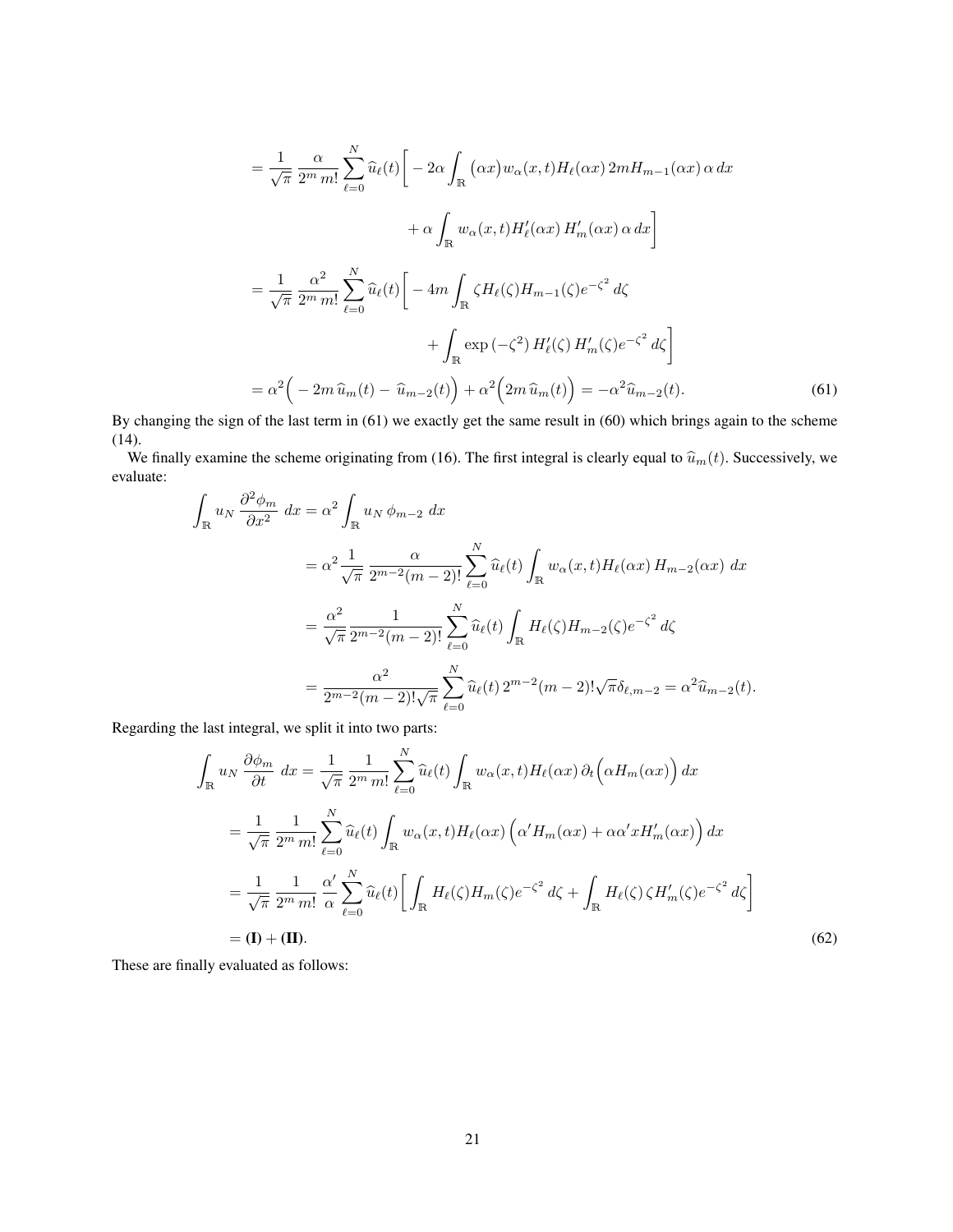$$
\begin{aligned}
&= \frac{1}{\sqrt{\pi}} \, \frac{\alpha}{2^m \, m!} \sum_{\ell=0}^{N} \widehat{u}_\ell(t) \bigg[ -2\alpha \int_{\mathbb{R}} \big(\alpha x\big) w_\alpha(x,t) H_\ell(\alpha x) \, 2m H_{m-1}(\alpha x) \, \alpha \, dx \\
&\qquad\qquad + \alpha \int_{\mathbb{R}} w_\alpha(x,t) H_\ell'(\alpha x) \, H_m'(\alpha x) \, \alpha \, dx \bigg] \\
&= \frac{1}{\sqrt{\pi}} \, \frac{\alpha^2}{2^m \, m!} \sum_{\ell=0}^{N} \widehat{u}_\ell(t) \bigg[ -4m \int_{\mathbb{R}} \zeta H_\ell(\zeta) H_{m-1}(\zeta) e^{-\zeta^2} \, d\zeta \\
&\qquad\qquad + \int_{\mathbb{R}} \exp\left(-\zeta^2\right) H_\ell'(\zeta) \, H_m'(\zeta) e^{-\zeta^2} \, d\zeta \bigg] \\
&= \alpha^2 \Big( -2m \, \widehat{u}_m(t) - \, \widehat{u}_{m-2}(t) \Big) + \alpha^2 \Big( 2m \, \widehat{u}_m(t) \Big) = -\alpha^2 \widehat{u}_{m-2}(t).
\end{aligned} \tag{61}
$$

By changing the sign of the last term in (61) we exactly get the same result in (60) which brings again to the scheme (14).

We finally examine the scheme originating from (16). The first integral is clearly equal to $\widehat{u}_m(t)$. Successively, we evaluate:

$$
\begin{aligned}
\int_{\mathbb{R}} u_N \, \frac{\partial^2 \phi_m}{\partial x^2} \, dx &= \alpha^2 \int_{\mathbb{R}} u_N \, \phi_{m-2} \, dx \\
&= \alpha^2 \frac{1}{\sqrt{\pi}} \, \frac{\alpha}{2^{m-2}(m-2)!} \sum_{\ell=0}^{N} \widehat{u}_\ell(t) \int_{\mathbb{R}} w_\alpha(x,t) H_\ell(\alpha x) \, H_{m-2}(\alpha x) \, dx \\
&= \frac{\alpha^2}{\sqrt{\pi}} \frac{1}{2^{m-2}(m-2)!} \sum_{\ell=0}^{N} \widehat{u}_\ell(t) \int_{\mathbb{R}} H_\ell(\zeta) H_{m-2}(\zeta) e^{-\zeta^2} \, d\zeta \\
&= \frac{\alpha^2}{2^{m-2}(m-2)!\sqrt{\pi}} \sum_{\ell=0}^{N} \widehat{u}_\ell(t) \, 2^{m-2}(m-2)! \sqrt{\pi} \delta_{\ell,m-2} = \alpha^2 \widehat{u}_{m-2}(t).
\end{aligned}
$$

Regarding the last integral, we split it into two parts:

$$
\begin{aligned}
\int_{\mathbb{R}} u_N \, \frac{\partial \phi_m}{\partial t} \, dx &= \frac{1}{\sqrt{\pi}} \, \frac{1}{2^m \, m!} \sum_{\ell=0}^{N} \widehat{u}_\ell(t) \int_{\mathbb{R}} w_\alpha(x,t) H_\ell(\alpha x) \, \partial_t \Big( \alpha H_m(\alpha x) \Big) \, dx \\
&= \frac{1}{\sqrt{\pi}} \, \frac{1}{2^m \, m!} \sum_{\ell=0}^{N} \widehat{u}_\ell(t) \int_{\mathbb{R}} w_\alpha(x,t) H_\ell(\alpha x) \Big( \alpha' H_m(\alpha x) + \alpha \alpha' x H_m'(\alpha x) \Big) \, dx \\
&= \frac{1}{\sqrt{\pi}} \, \frac{1}{2^m \, m!} \, \frac{\alpha'}{\alpha} \sum_{\ell=0}^{N} \widehat{u}_\ell(t) \bigg[ \int_{\mathbb{R}} H_\ell(\zeta) H_m(\zeta) e^{-\zeta^2} \, d\zeta + \int_{\mathbb{R}} H_\ell(\zeta) \, \zeta H_m'(\zeta) e^{-\zeta^2} \, d\zeta \bigg] \\
&= \textbf{(I)} + \textbf{(II)}.
\end{aligned} \tag{62}
$$

These are finally evaluated as follows: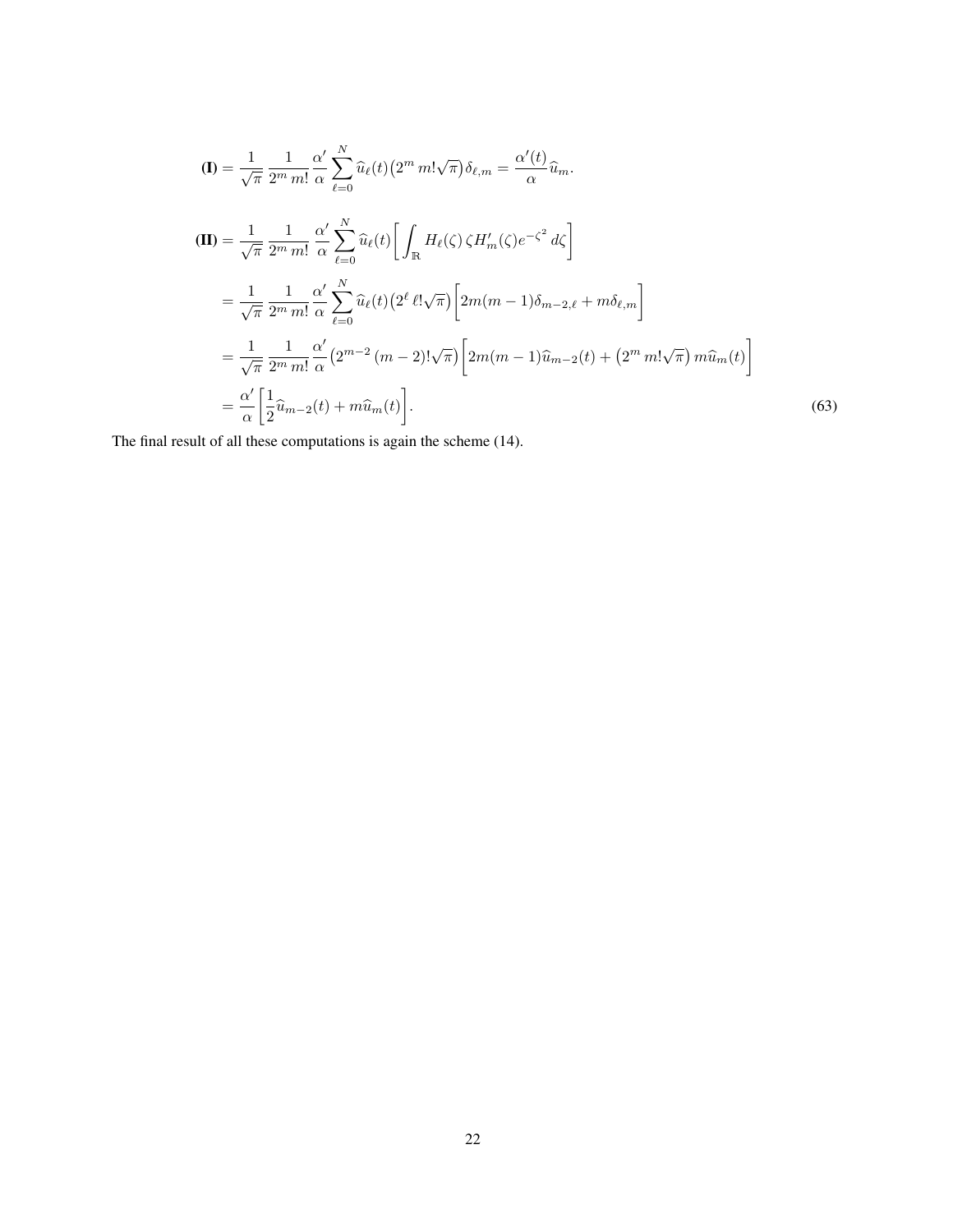$$
\textbf{(I)} = \frac{1}{\sqrt{\pi}}\,\frac{1}{2^m\,m!}\,\frac{\alpha'}{\alpha}\sum_{\ell=0}^{N}\widehat{u}_\ell(t)\big(2^m\,m!\sqrt{\pi}\big)\delta_{\ell,m} = \frac{\alpha'(t)}{\alpha}\widehat{u}_m.
$$

$$
\begin{aligned}
\textbf{(II)} &= \frac{1}{\sqrt{\pi}}\,\frac{1}{2^m\,m!}\,\frac{\alpha'}{\alpha}\sum_{\ell=0}^{N}\widehat{u}_\ell(t)\bigg[\int_{\mathbb{R}} H_\ell(\zeta)\,\zeta H_m'(\zeta)e^{-\zeta^2}\,d\zeta\bigg] \\
&= \frac{1}{\sqrt{\pi}}\,\frac{1}{2^m\,m!}\,\frac{\alpha'}{\alpha}\sum_{\ell=0}^{N}\widehat{u}_\ell(t)\big(2^\ell\,\ell!\sqrt{\pi}\big)\bigg[2m(m-1)\delta_{m-2,\ell} + m\delta_{\ell,m}\bigg] \\
&= \frac{1}{\sqrt{\pi}}\,\frac{1}{2^m\,m!}\,\frac{\alpha'}{\alpha}\big(2^{m-2}\,(m-2)!\sqrt{\pi}\big)\bigg[2m(m-1)\widehat{u}_{m-2}(t) + \big(2^m\,m!\sqrt{\pi}\big)\,m\widehat{u}_m(t)\bigg] \\
&= \frac{\alpha'}{\alpha}\bigg[\frac{1}{2}\widehat{u}_{m-2}(t) + m\widehat{u}_m(t)\bigg].
\end{aligned} \tag{63}
$$

The final result of all these computations is again the scheme (14).